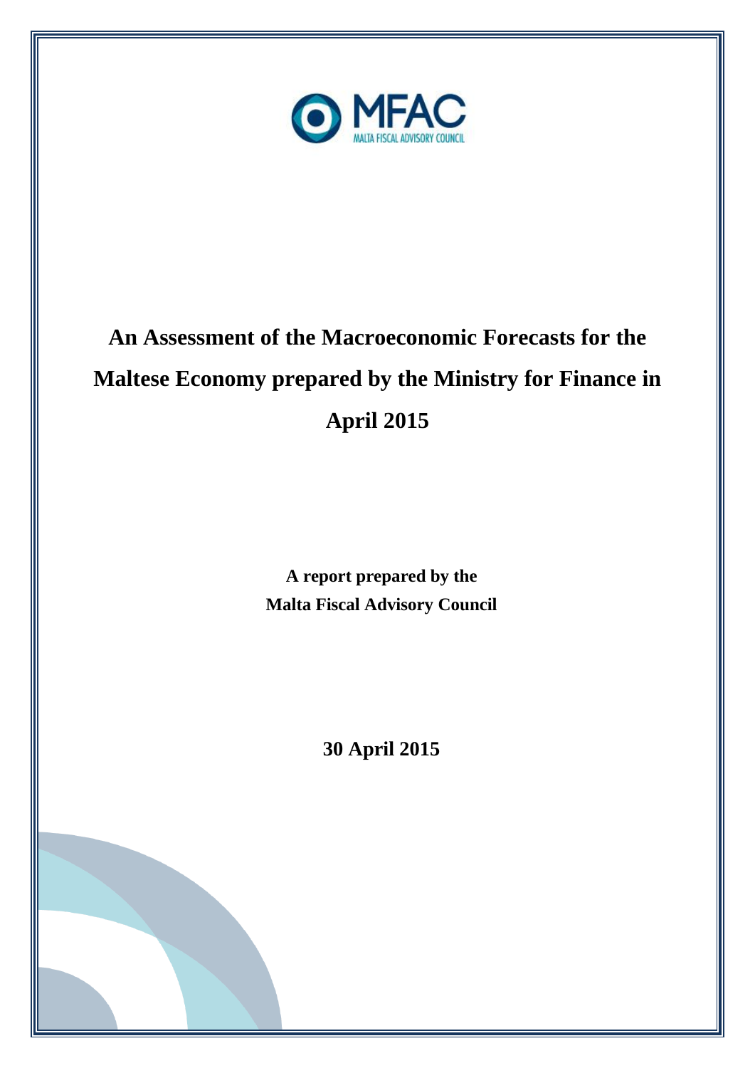MFAC

MALTA FISCAL ADVISORY COUNCIL

# An Assessment of the Macroeconomic Forecasts for the Maltese Economy prepared by the Ministry for Finance in April 2015

**A report prepared by the Malta Fiscal Advisory Council**

**30 April 2015**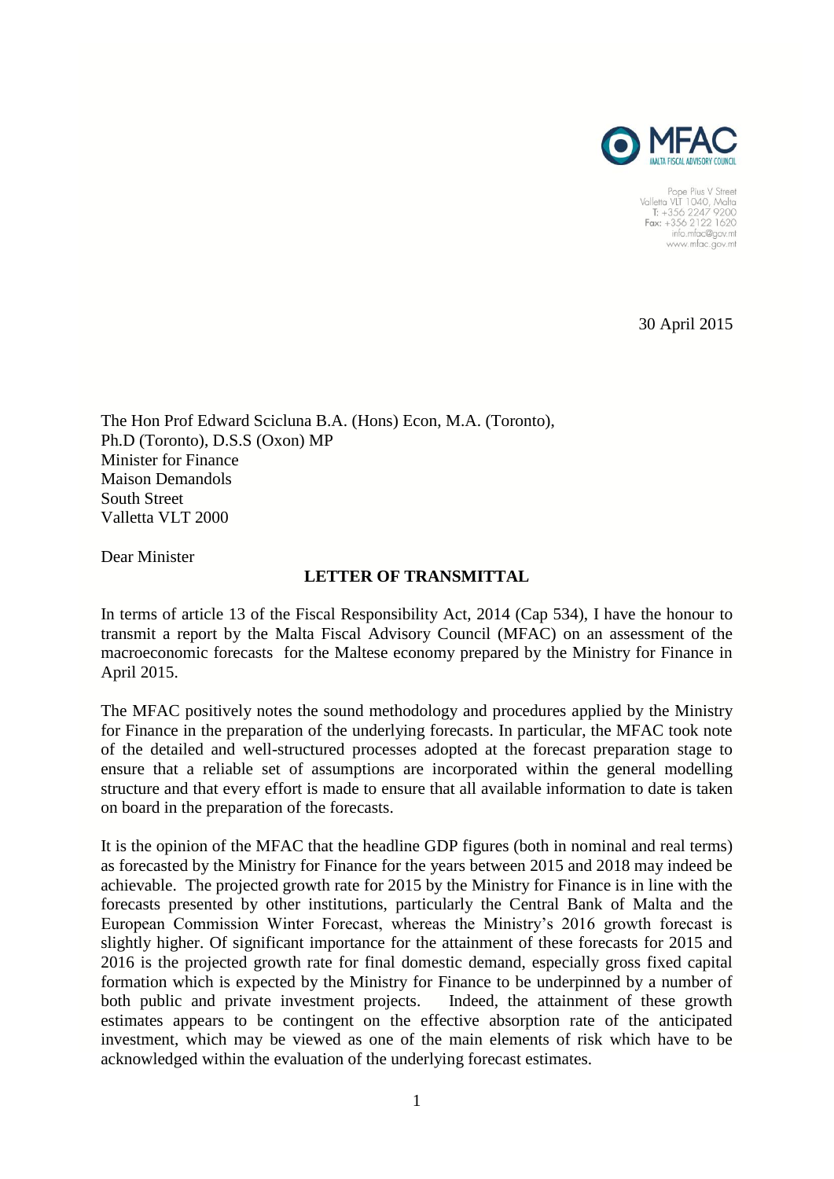MFAC
MALTA FISCAL ADVISORY COUNCIL

Pope Pius V Street
Valletta VLT 1040, Malta
T: +356 2247 9200
Fax: +356 2122 1620
info.mfac@gov.mt
www.mfac.gov.mt

30 April 2015

The Hon Prof Edward Scicluna B.A. (Hons) Econ, M.A. (Toronto), Ph.D (Toronto), D.S.S (Oxon) MP
Minister for Finance
Maison Demandols
South Street
Valletta VLT 2000

Dear Minister

**LETTER OF TRANSMITTAL**

In terms of article 13 of the Fiscal Responsibility Act, 2014 (Cap 534), I have the honour to transmit a report by the Malta Fiscal Advisory Council (MFAC) on an assessment of the macroeconomic forecasts for the Maltese economy prepared by the Ministry for Finance in April 2015.

The MFAC positively notes the sound methodology and procedures applied by the Ministry for Finance in the preparation of the underlying forecasts. In particular, the MFAC took note of the detailed and well-structured processes adopted at the forecast preparation stage to ensure that a reliable set of assumptions are incorporated within the general modelling structure and that every effort is made to ensure that all available information to date is taken on board in the preparation of the forecasts.

It is the opinion of the MFAC that the headline GDP figures (both in nominal and real terms) as forecasted by the Ministry for Finance for the years between 2015 and 2018 may indeed be achievable. The projected growth rate for 2015 by the Ministry for Finance is in line with the forecasts presented by other institutions, particularly the Central Bank of Malta and the European Commission Winter Forecast, whereas the Ministry's 2016 growth forecast is slightly higher. Of significant importance for the attainment of these forecasts for 2015 and 2016 is the projected growth rate for final domestic demand, especially gross fixed capital formation which is expected by the Ministry for Finance to be underpinned by a number of both public and private investment projects. Indeed, the attainment of these growth estimates appears to be contingent on the effective absorption rate of the anticipated investment, which may be viewed as one of the main elements of risk which have to be acknowledged within the evaluation of the underlying forecast estimates.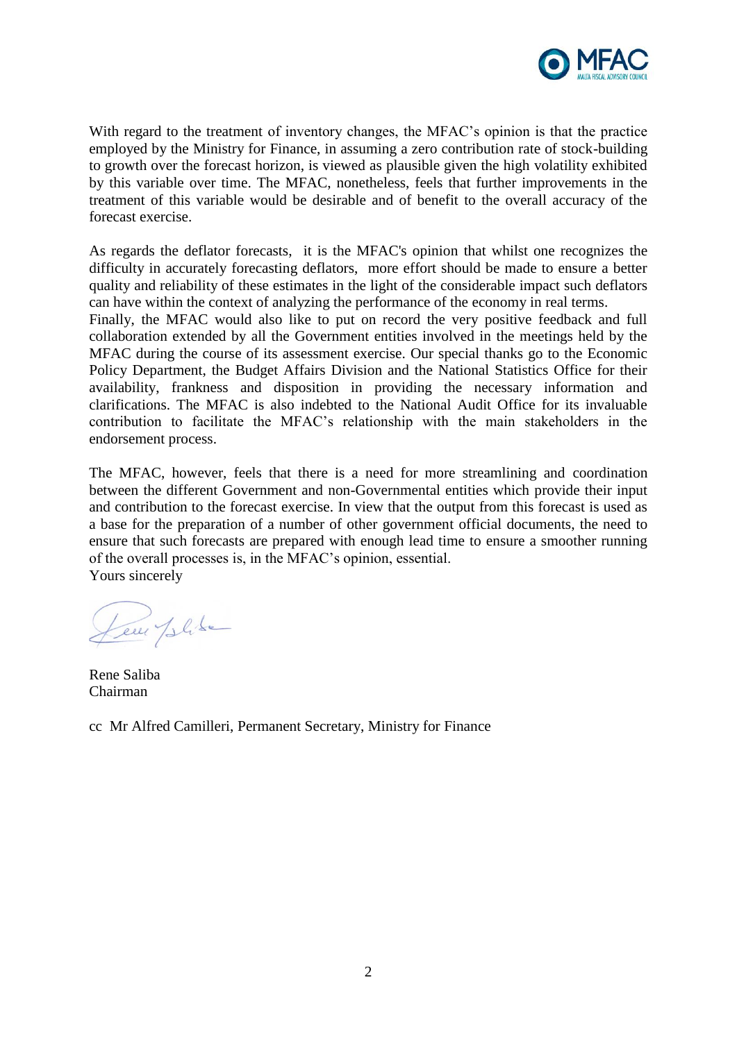With regard to the treatment of inventory changes, the MFAC's opinion is that the practice employed by the Ministry for Finance, in assuming a zero contribution rate of stock-building to growth over the forecast horizon, is viewed as plausible given the high volatility exhibited by this variable over time. The MFAC, nonetheless, feels that further improvements in the treatment of this variable would be desirable and of benefit to the overall accuracy of the forecast exercise.

As regards the deflator forecasts, it is the MFAC's opinion that whilst one recognizes the difficulty in accurately forecasting deflators, more effort should be made to ensure a better quality and reliability of these estimates in the light of the considerable impact such deflators can have within the context of analyzing the performance of the economy in real terms.

Finally, the MFAC would also like to put on record the very positive feedback and full collaboration extended by all the Government entities involved in the meetings held by the MFAC during the course of its assessment exercise. Our special thanks go to the Economic Policy Department, the Budget Affairs Division and the National Statistics Office for their availability, frankness and disposition in providing the necessary information and clarifications. The MFAC is also indebted to the National Audit Office for its invaluable contribution to facilitate the MFAC's relationship with the main stakeholders in the endorsement process.

The MFAC, however, feels that there is a need for more streamlining and coordination between the different Government and non-Governmental entities which provide their input and contribution to the forecast exercise. In view that the output from this forecast is used as a base for the preparation of a number of other government official documents, the need to ensure that such forecasts are prepared with enough lead time to ensure a smoother running of the overall processes is, in the MFAC's opinion, essential.

Yours sincerely

Rene Saliba
Chairman

cc Mr Alfred Camilleri, Permanent Secretary, Ministry for Finance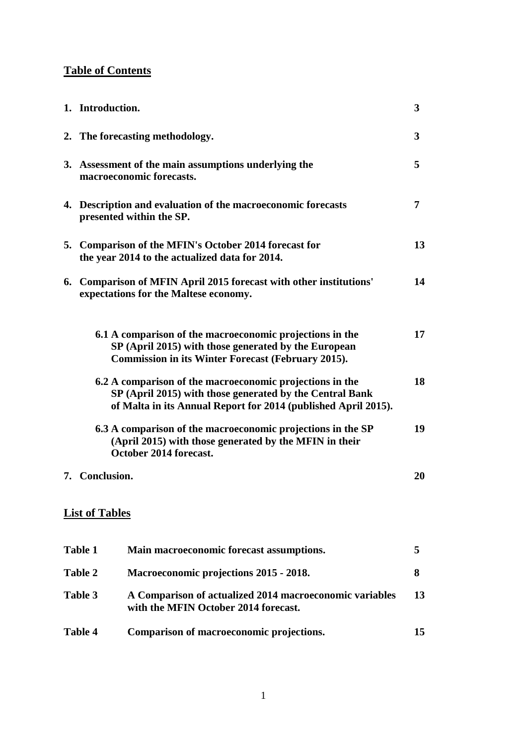## Table of Contents

| | | |
|---|---|---|
| 1. | **Introduction.** | **3** |
| 2. | **The forecasting methodology.** | **3** |
| 3. | **Assessment of the main assumptions underlying the macroeconomic forecasts.** | **5** |
| 4. | **Description and evaluation of the macroeconomic forecasts presented within the SP.** | **7** |
| 5. | **Comparison of the MFIN's October 2014 forecast for the year 2014 to the actualized data for 2014.** | **13** |
| 6. | **Comparison of MFIN April 2015 forecast with other institutions' expectations for the Maltese economy.** | **14** |
| | **6.1 A comparison of the macroeconomic projections in the SP (April 2015) with those generated by the European Commission in its Winter Forecast (February 2015).** | **17** |
| | **6.2 A comparison of the macroeconomic projections in the SP (April 2015) with those generated by the Central Bank of Malta in its Annual Report for 2014 (published April 2015).** | **18** |
| | **6.3 A comparison of the macroeconomic projections in the SP (April 2015) with those generated by the MFIN in their October 2014 forecast.** | **19** |
| 7. | **Conclusion.** | **20** |

## List of Tables

| | | |
|---|---|---|
| **Table 1** | **Main macroeconomic forecast assumptions.** | **5** |
| **Table 2** | **Macroeconomic projections 2015 - 2018.** | **8** |
| **Table 3** | **A Comparison of actualized 2014 macroeconomic variables with the MFIN October 2014 forecast.** | **13** |
| **Table 4** | **Comparison of macroeconomic projections.** | **15** |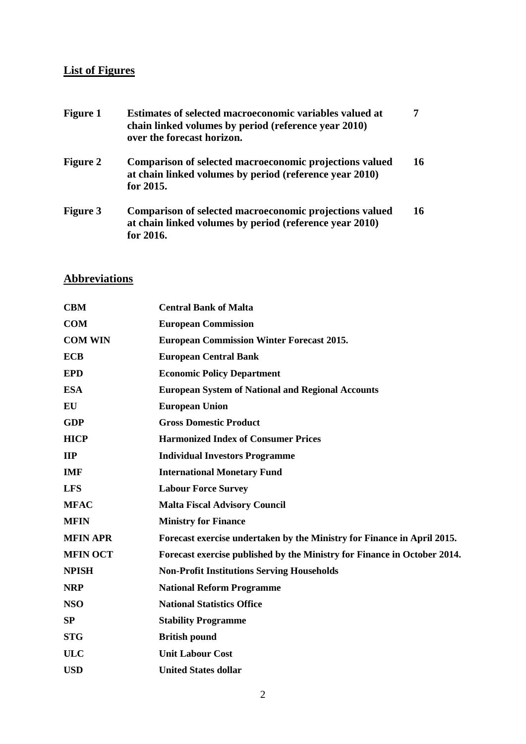## List of Figures

| | | |
|---|---|---|
| **Figure 1** | **Estimates of selected macroeconomic variables valued at chain linked volumes by period (reference year 2010) over the forecast horizon.** | **7** |
| **Figure 2** | **Comparison of selected macroeconomic projections valued at chain linked volumes by period (reference year 2010) for 2015.** | **16** |
| **Figure 3** | **Comparison of selected macroeconomic projections valued at chain linked volumes by period (reference year 2010) for 2016.** | **16** |

## Abbreviations

| | |
|---|---|
| **CBM** | **Central Bank of Malta** |
| **COM** | **European Commission** |
| **COM WIN** | **European Commission Winter Forecast 2015.** |
| **ECB** | **European Central Bank** |
| **EPD** | **Economic Policy Department** |
| **ESA** | **European System of National and Regional Accounts** |
| **EU** | **European Union** |
| **GDP** | **Gross Domestic Product** |
| **HICP** | **Harmonized Index of Consumer Prices** |
| **IIP** | **Individual Investors Programme** |
| **IMF** | **International Monetary Fund** |
| **LFS** | **Labour Force Survey** |
| **MFAC** | **Malta Fiscal Advisory Council** |
| **MFIN** | **Ministry for Finance** |
| **MFIN APR** | **Forecast exercise undertaken by the Ministry for Finance in April 2015.** |
| **MFIN OCT** | **Forecast exercise published by the Ministry for Finance in October 2014.** |
| **NPISH** | **Non-Profit Institutions Serving Households** |
| **NRP** | **National Reform Programme** |
| **NSO** | **National Statistics Office** |
| **SP** | **Stability Programme** |
| **STG** | **British pound** |
| **ULC** | **Unit Labour Cost** |
| **USD** | **United States dollar** |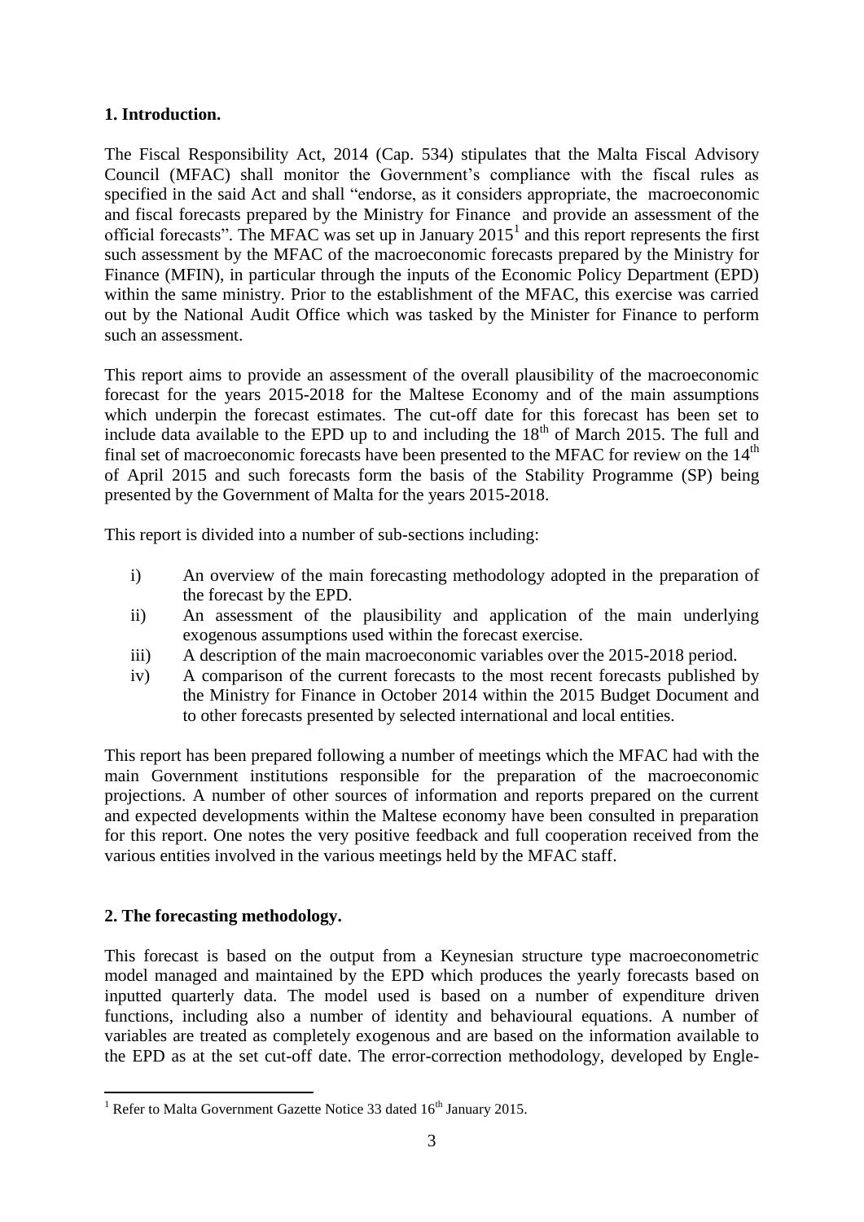**1. Introduction.**

The Fiscal Responsibility Act, 2014 (Cap. 534) stipulates that the Malta Fiscal Advisory Council (MFAC) shall monitor the Government's compliance with the fiscal rules as specified in the said Act and shall "endorse, as it considers appropriate, the macroeconomic and fiscal forecasts prepared by the Ministry for Finance and provide an assessment of the official forecasts". The MFAC was set up in January 2015[1] and this report represents the first such assessment by the MFAC of the macroeconomic forecasts prepared by the Ministry for Finance (MFIN), in particular through the inputs of the Economic Policy Department (EPD) within the same ministry. Prior to the establishment of the MFAC, this exercise was carried out by the National Audit Office which was tasked by the Minister for Finance to perform such an assessment.

This report aims to provide an assessment of the overall plausibility of the macroeconomic forecast for the years 2015-2018 for the Maltese Economy and of the main assumptions which underpin the forecast estimates. The cut-off date for this forecast has been set to include data available to the EPD up to and including the 18th of March 2015. The full and final set of macroeconomic forecasts have been presented to the MFAC for review on the 14th of April 2015 and such forecasts form the basis of the Stability Programme (SP) being presented by the Government of Malta for the years 2015-2018.

This report is divided into a number of sub-sections including:

i) An overview of the main forecasting methodology adopted in the preparation of the forecast by the EPD.
ii) An assessment of the plausibility and application of the main underlying exogenous assumptions used within the forecast exercise.
iii) A description of the main macroeconomic variables over the 2015-2018 period.
iv) A comparison of the current forecasts to the most recent forecasts published by the Ministry for Finance in October 2014 within the 2015 Budget Document and to other forecasts presented by selected international and local entities.

This report has been prepared following a number of meetings which the MFAC had with the main Government institutions responsible for the preparation of the macroeconomic projections. A number of other sources of information and reports prepared on the current and expected developments within the Maltese economy have been consulted in preparation for this report. One notes the very positive feedback and full cooperation received from the various entities involved in the various meetings held by the MFAC staff.

**2. The forecasting methodology.**

This forecast is based on the output from a Keynesian structure type macroeconometric model managed and maintained by the EPD which produces the yearly forecasts based on inputted quarterly data. The model used is based on a number of expenditure driven functions, including also a number of identity and behavioural equations. A number of variables are treated as completely exogenous and are based on the information available to the EPD as at the set cut-off date. The error-correction methodology, developed by Engle-

[1] Refer to Malta Government Gazette Notice 33 dated 16th January 2015.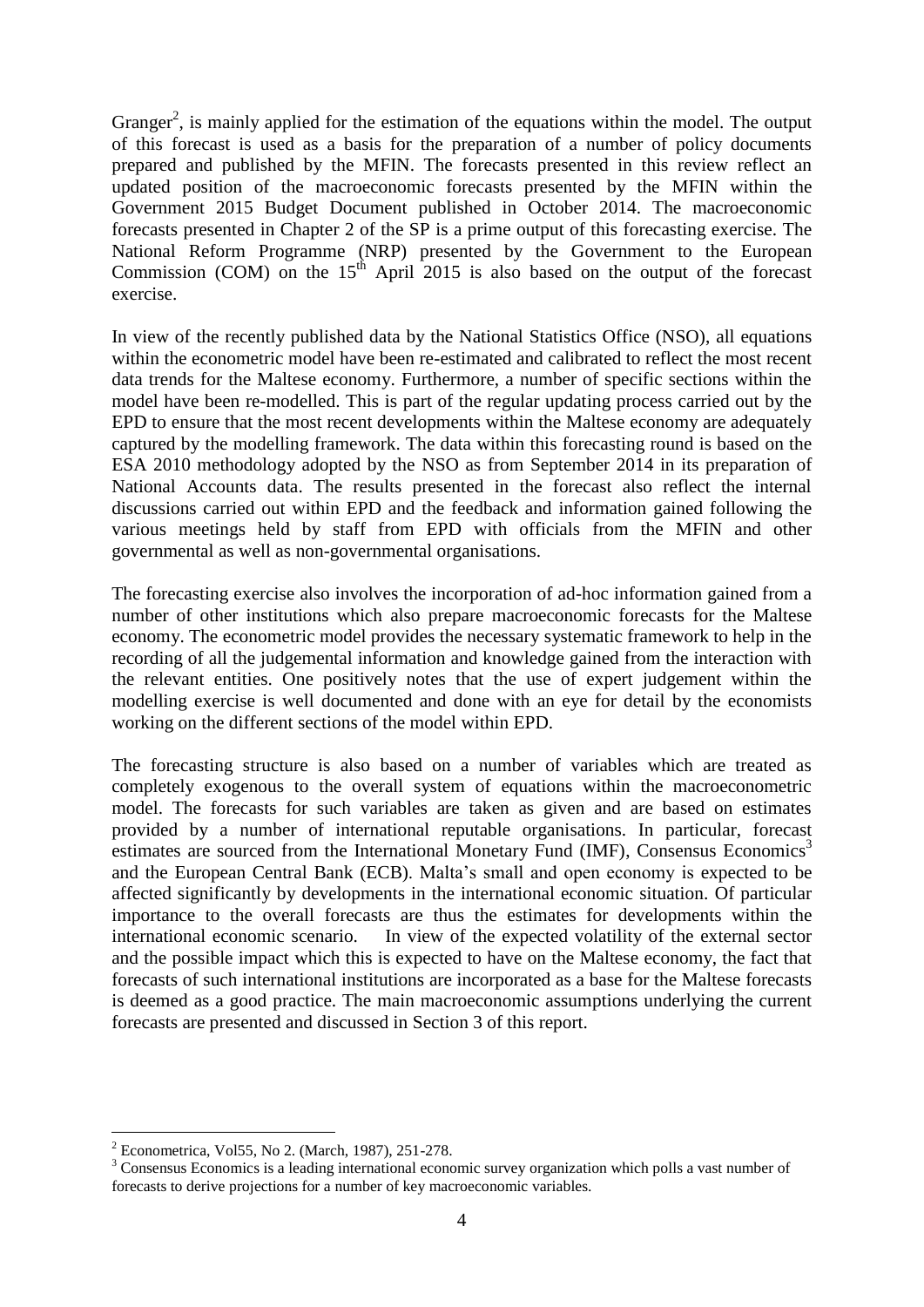Granger[2], is mainly applied for the estimation of the equations within the model. The output of this forecast is used as a basis for the preparation of a number of policy documents prepared and published by the MFIN. The forecasts presented in this review reflect an updated position of the macroeconomic forecasts presented by the MFIN within the Government 2015 Budget Document published in October 2014. The macroeconomic forecasts presented in Chapter 2 of the SP is a prime output of this forecasting exercise. The National Reform Programme (NRP) presented by the Government to the European Commission (COM) on the 15th April 2015 is also based on the output of the forecast exercise.

In view of the recently published data by the National Statistics Office (NSO), all equations within the econometric model have been re-estimated and calibrated to reflect the most recent data trends for the Maltese economy. Furthermore, a number of specific sections within the model have been re-modelled. This is part of the regular updating process carried out by the EPD to ensure that the most recent developments within the Maltese economy are adequately captured by the modelling framework. The data within this forecasting round is based on the ESA 2010 methodology adopted by the NSO as from September 2014 in its preparation of National Accounts data. The results presented in the forecast also reflect the internal discussions carried out within EPD and the feedback and information gained following the various meetings held by staff from EPD with officials from the MFIN and other governmental as well as non-governmental organisations.

The forecasting exercise also involves the incorporation of ad-hoc information gained from a number of other institutions which also prepare macroeconomic forecasts for the Maltese economy. The econometric model provides the necessary systematic framework to help in the recording of all the judgemental information and knowledge gained from the interaction with the relevant entities. One positively notes that the use of expert judgement within the modelling exercise is well documented and done with an eye for detail by the economists working on the different sections of the model within EPD.

The forecasting structure is also based on a number of variables which are treated as completely exogenous to the overall system of equations within the macroeconometric model. The forecasts for such variables are taken as given and are based on estimates provided by a number of international reputable organisations. In particular, forecast estimates are sourced from the International Monetary Fund (IMF), Consensus Economics[3] and the European Central Bank (ECB). Malta's small and open economy is expected to be affected significantly by developments in the international economic situation. Of particular importance to the overall forecasts are thus the estimates for developments within the international economic scenario. In view of the expected volatility of the external sector and the possible impact which this is expected to have on the Maltese economy, the fact that forecasts of such international institutions are incorporated as a base for the Maltese forecasts is deemed as a good practice. The main macroeconomic assumptions underlying the current forecasts are presented and discussed in Section 3 of this report.

---

[2] Econometrica, Vol55, No 2. (March, 1987), 251-278.

[3] Consensus Economics is a leading international economic survey organization which polls a vast number of forecasts to derive projections for a number of key macroeconomic variables.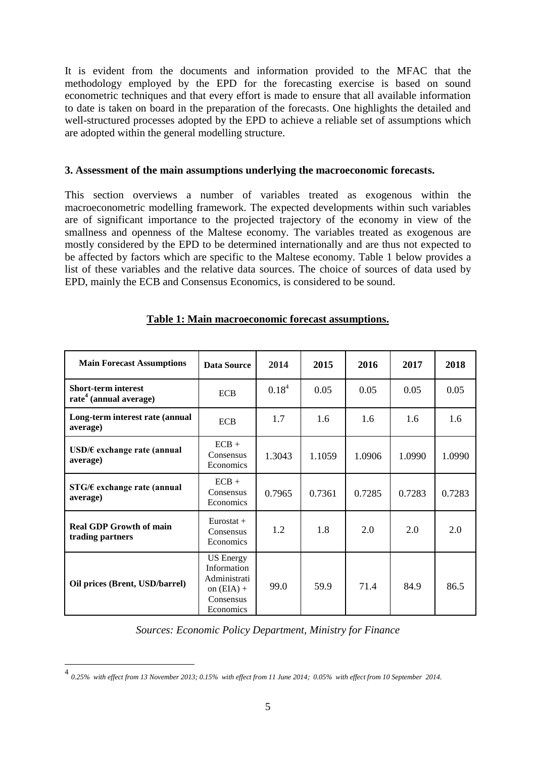It is evident from the documents and information provided to the MFAC that the methodology employed by the EPD for the forecasting exercise is based on sound econometric techniques and that every effort is made to ensure that all available information to date is taken on board in the preparation of the forecasts. One highlights the detailed and well-structured processes adopted by the EPD to achieve a reliable set of assumptions which are adopted within the general modelling structure.

### 3. Assessment of the main assumptions underlying the macroeconomic forecasts.

This section overviews a number of variables treated as exogenous within the macroeconometric modelling framework. The expected developments within such variables are of significant importance to the projected trajectory of the economy in view of the smallness and openness of the Maltese economy. The variables treated as exogenous are mostly considered by the EPD to be determined internationally and are thus not expected to be affected by factors which are specific to the Maltese economy. Table 1 below provides a list of these variables and the relative data sources. The choice of sources of data used by EPD, mainly the ECB and Consensus Economics, is considered to be sound.

**Table 1: Main macroeconomic forecast assumptions.**

| Main Forecast Assumptions | Data Source | 2014 | 2015 | 2016 | 2017 | 2018 |
|---|---|---|---|---|---|---|
| **Short-term interest rate[4] (annual average)** | ECB | 0.18[4] | 0.05 | 0.05 | 0.05 | 0.05 |
| **Long-term interest rate (annual average)** | ECB | 1.7 | 1.6 | 1.6 | 1.6 | 1.6 |
| **USD/€ exchange rate (annual average)** | ECB + Consensus Economics | 1.3043 | 1.1059 | 1.0906 | 1.0990 | 1.0990 |
| **STG/€ exchange rate (annual average)** | ECB + Consensus Economics | 0.7965 | 0.7361 | 0.7285 | 0.7283 | 0.7283 |
| **Real GDP Growth of main trading partners** | Eurostat + Consensus Economics | 1.2 | 1.8 | 2.0 | 2.0 | 2.0 |
| **Oil prices (Brent, USD/barrel)** | US Energy Information Administration (EIA) + Consensus Economics | 99.0 | 59.9 | 71.4 | 84.9 | 86.5 |

*Sources: Economic Policy Department, Ministry for Finance*

[4] *0.25% with effect from 13 November 2013; 0.15% with effect from 11 June 2014; 0.05% with effect from 10 September 2014.*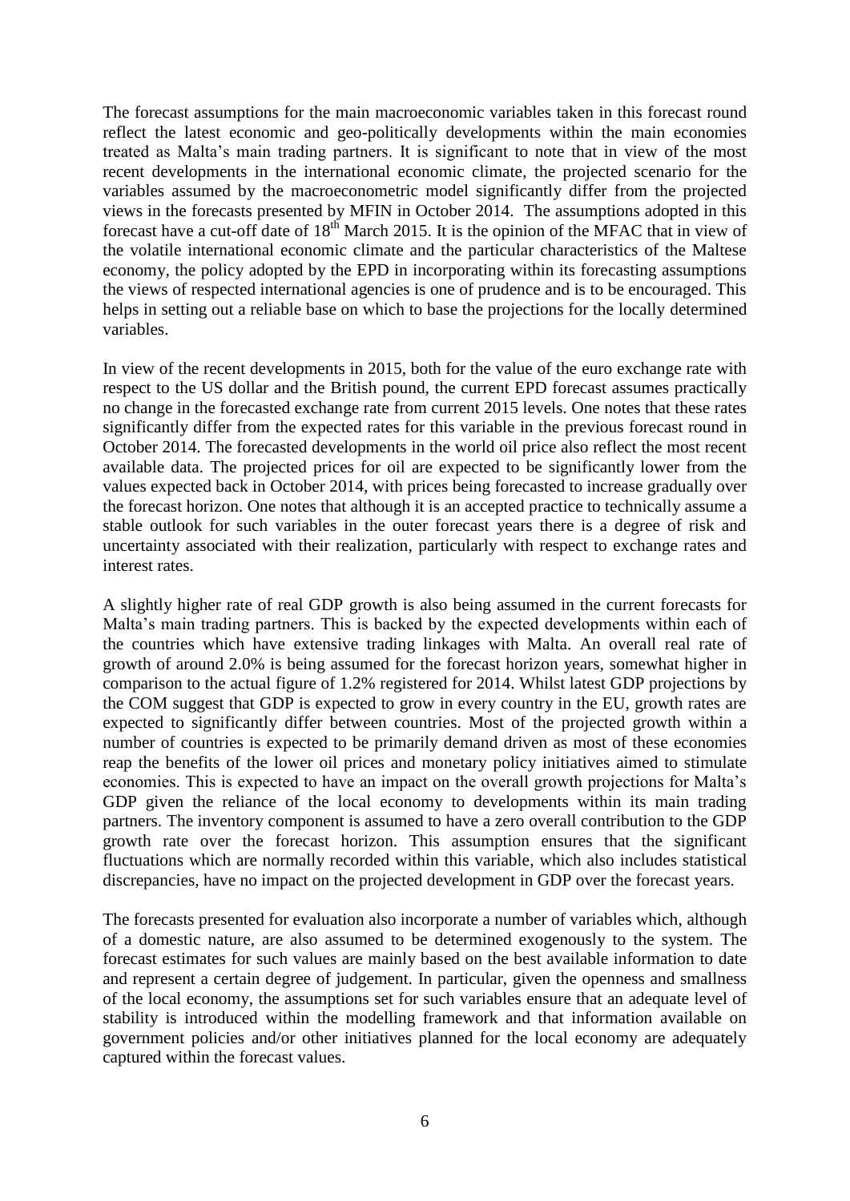The forecast assumptions for the main macroeconomic variables taken in this forecast round reflect the latest economic and geo-politically developments within the main economies treated as Malta's main trading partners. It is significant to note that in view of the most recent developments in the international economic climate, the projected scenario for the variables assumed by the macroeconometric model significantly differ from the projected views in the forecasts presented by MFIN in October 2014. The assumptions adopted in this forecast have a cut-off date of 18th March 2015. It is the opinion of the MFAC that in view of the volatile international economic climate and the particular characteristics of the Maltese economy, the policy adopted by the EPD in incorporating within its forecasting assumptions the views of respected international agencies is one of prudence and is to be encouraged. This helps in setting out a reliable base on which to base the projections for the locally determined variables.

In view of the recent developments in 2015, both for the value of the euro exchange rate with respect to the US dollar and the British pound, the current EPD forecast assumes practically no change in the forecasted exchange rate from current 2015 levels. One notes that these rates significantly differ from the expected rates for this variable in the previous forecast round in October 2014. The forecasted developments in the world oil price also reflect the most recent available data. The projected prices for oil are expected to be significantly lower from the values expected back in October 2014, with prices being forecasted to increase gradually over the forecast horizon. One notes that although it is an accepted practice to technically assume a stable outlook for such variables in the outer forecast years there is a degree of risk and uncertainty associated with their realization, particularly with respect to exchange rates and interest rates.

A slightly higher rate of real GDP growth is also being assumed in the current forecasts for Malta's main trading partners. This is backed by the expected developments within each of the countries which have extensive trading linkages with Malta. An overall real rate of growth of around 2.0% is being assumed for the forecast horizon years, somewhat higher in comparison to the actual figure of 1.2% registered for 2014. Whilst latest GDP projections by the COM suggest that GDP is expected to grow in every country in the EU, growth rates are expected to significantly differ between countries. Most of the projected growth within a number of countries is expected to be primarily demand driven as most of these economies reap the benefits of the lower oil prices and monetary policy initiatives aimed to stimulate economies. This is expected to have an impact on the overall growth projections for Malta's GDP given the reliance of the local economy to developments within its main trading partners. The inventory component is assumed to have a zero overall contribution to the GDP growth rate over the forecast horizon. This assumption ensures that the significant fluctuations which are normally recorded within this variable, which also includes statistical discrepancies, have no impact on the projected development in GDP over the forecast years.

The forecasts presented for evaluation also incorporate a number of variables which, although of a domestic nature, are also assumed to be determined exogenously to the system. The forecast estimates for such values are mainly based on the best available information to date and represent a certain degree of judgement. In particular, given the openness and smallness of the local economy, the assumptions set for such variables ensure that an adequate level of stability is introduced within the modelling framework and that information available on government policies and/or other initiatives planned for the local economy are adequately captured within the forecast values.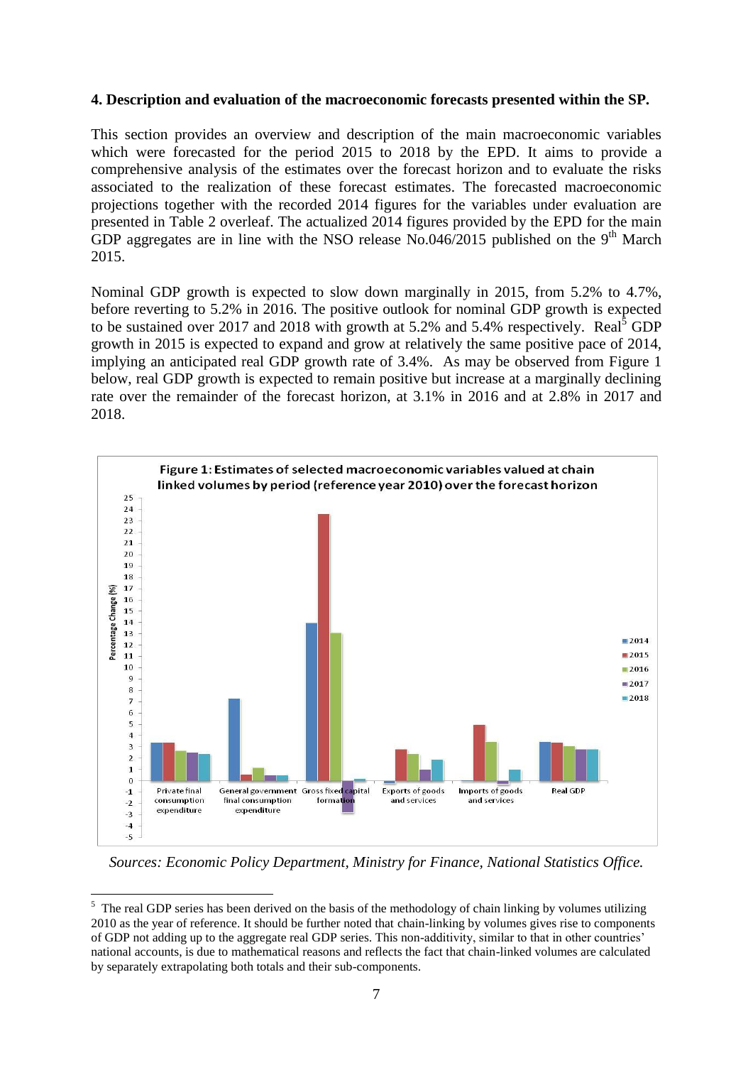**4. Description and evaluation of the macroeconomic forecasts presented within the SP.**

This section provides an overview and description of the main macroeconomic variables which were forecasted for the period 2015 to 2018 by the EPD. It aims to provide a comprehensive analysis of the estimates over the forecast horizon and to evaluate the risks associated to the realization of these forecast estimates. The forecasted macroeconomic projections together with the recorded 2014 figures for the variables under evaluation are presented in Table 2 overleaf. The actualized 2014 figures provided by the EPD for the main GDP aggregates are in line with the NSO release No.046/2015 published on the 9th March 2015.

Nominal GDP growth is expected to slow down marginally in 2015, from 5.2% to 4.7%, before reverting to 5.2% in 2016. The positive outlook for nominal GDP growth is expected to be sustained over 2017 and 2018 with growth at 5.2% and 5.4% respectively. Real[5] GDP growth in 2015 is expected to expand and grow at relatively the same positive pace of 2014, implying an anticipated real GDP growth rate of 3.4%. As may be observed from Figure 1 below, real GDP growth is expected to remain positive but increase at a marginally declining rate over the remainder of the forecast horizon, at 3.1% in 2016 and at 2.8% in 2017 and 2018.

**Figure 1: Estimates of selected macroeconomic variables valued at chain linked volumes by period (reference year 2010) over the forecast horizon**

*Sources: Economic Policy Department, Ministry for Finance, National Statistics Office.*

[5] The real GDP series has been derived on the basis of the methodology of chain linking by volumes utilizing 2010 as the year of reference. It should be further noted that chain-linking by volumes gives rise to components of GDP not adding up to the aggregate real GDP series. This non-additivity, similar to that in other countries' national accounts, is due to mathematical reasons and reflects the fact that chain-linked volumes are calculated by separately extrapolating both totals and their sub-components.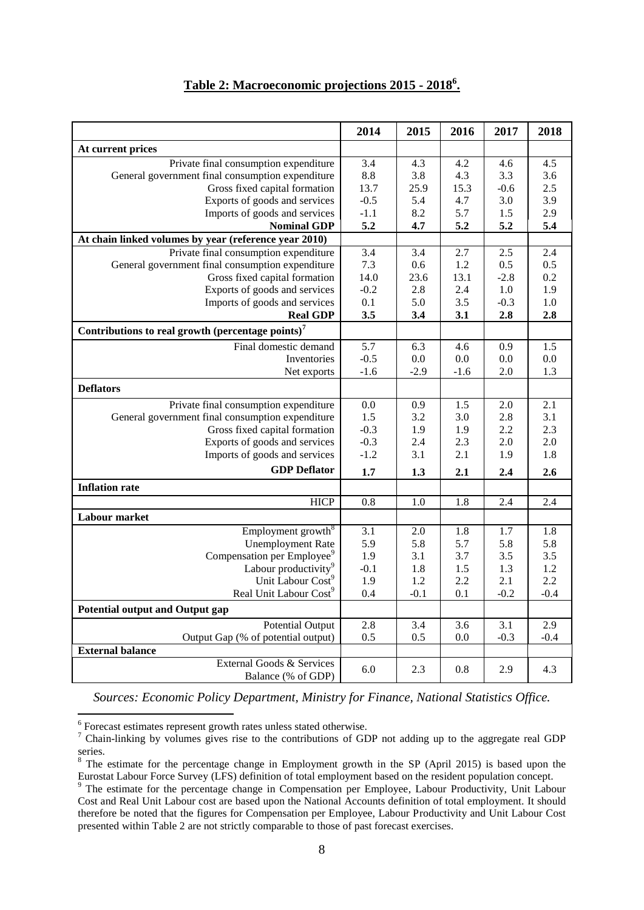## **Table 2: Macroeconomic projections 2015 - 2018[6].**

| | 2014 | 2015 | 2016 | 2017 | 2018 |
|---|---|---|---|---|---|
| **At current prices** | | | | | |
| Private final consumption expenditure | 3.4 | 4.3 | 4.2 | 4.6 | 4.5 |
| General government final consumption expenditure | 8.8 | 3.8 | 4.3 | 3.3 | 3.6 |
| Gross fixed capital formation | 13.7 | 25.9 | 15.3 | -0.6 | 2.5 |
| Exports of goods and services | -0.5 | 5.4 | 4.7 | 3.0 | 3.9 |
| Imports of goods and services | -1.1 | 8.2 | 5.7 | 1.5 | 2.9 |
| **Nominal GDP** | **5.2** | **4.7** | **5.2** | **5.2** | **5.4** |
| **At chain linked volumes by year (reference year 2010)** | | | | | |
| Private final consumption expenditure | 3.4 | 3.4 | 2.7 | 2.5 | 2.4 |
| General government final consumption expenditure | 7.3 | 0.6 | 1.2 | 0.5 | 0.5 |
| Gross fixed capital formation | 14.0 | 23.6 | 13.1 | -2.8 | 0.2 |
| Exports of goods and services | -0.2 | 2.8 | 2.4 | 1.0 | 1.9 |
| Imports of goods and services | 0.1 | 5.0 | 3.5 | -0.3 | 1.0 |
| **Real GDP** | **3.5** | **3.4** | **3.1** | **2.8** | **2.8** |
| **Contributions to real growth (percentage points)[7]** | | | | | |
| Final domestic demand | 5.7 | 6.3 | 4.6 | 0.9 | 1.5 |
| Inventories | -0.5 | 0.0 | 0.0 | 0.0 | 0.0 |
| Net exports | -1.6 | -2.9 | -1.6 | 2.0 | 1.3 |
| **Deflators** | | | | | |
| Private final consumption expenditure | 0.0 | 0.9 | 1.5 | 2.0 | 2.1 |
| General government final consumption expenditure | 1.5 | 3.2 | 3.0 | 2.8 | 3.1 |
| Gross fixed capital formation | -0.3 | 1.9 | 1.9 | 2.2 | 2.3 |
| Exports of goods and services | -0.3 | 2.4 | 2.3 | 2.0 | 2.0 |
| Imports of goods and services | -1.2 | 3.1 | 2.1 | 1.9 | 1.8 |
| **GDP Deflator** | **1.7** | **1.3** | **2.1** | **2.4** | **2.6** |
| **Inflation rate** | | | | | |
| HICP | 0.8 | 1.0 | 1.8 | 2.4 | 2.4 |
| **Labour market** | | | | | |
| Employment growth[8] | 3.1 | 2.0 | 1.8 | 1.7 | 1.8 |
| Unemployment Rate | 5.9 | 5.8 | 5.7 | 5.8 | 5.8 |
| Compensation per Employee[9] | 1.9 | 3.1 | 3.7 | 3.5 | 3.5 |
| Labour productivity[9] | -0.1 | 1.8 | 1.5 | 1.3 | 1.2 |
| Unit Labour Cost[9] | 1.9 | 1.2 | 2.2 | 2.1 | 2.2 |
| Real Unit Labour Cost[9] | 0.4 | -0.1 | 0.1 | -0.2 | -0.4 |
| **Potential output and Output gap** | | | | | |
| Potential Output | 2.8 | 3.4 | 3.6 | 3.1 | 2.9 |
| Output Gap (% of potential output) | 0.5 | 0.5 | 0.0 | -0.3 | -0.4 |
| **External balance** | | | | | |
| External Goods & Services Balance (% of GDP) | 6.0 | 2.3 | 0.8 | 2.9 | 4.3 |

*Sources: Economic Policy Department, Ministry for Finance, National Statistics Office.*

---

[6] Forecast estimates represent growth rates unless stated otherwise.

[7] Chain-linking by volumes gives rise to the contributions of GDP not adding up to the aggregate real GDP series.

[8] The estimate for the percentage change in Employment growth in the SP (April 2015) is based upon the Eurostat Labour Force Survey (LFS) definition of total employment based on the resident population concept.

[9] The estimate for the percentage change in Compensation per Employee, Labour Productivity, Unit Labour Cost and Real Unit Labour cost are based upon the National Accounts definition of total employment. It should therefore be noted that the figures for Compensation per Employee, Labour Productivity and Unit Labour Cost presented within Table 2 are not strictly comparable to those of past forecast exercises.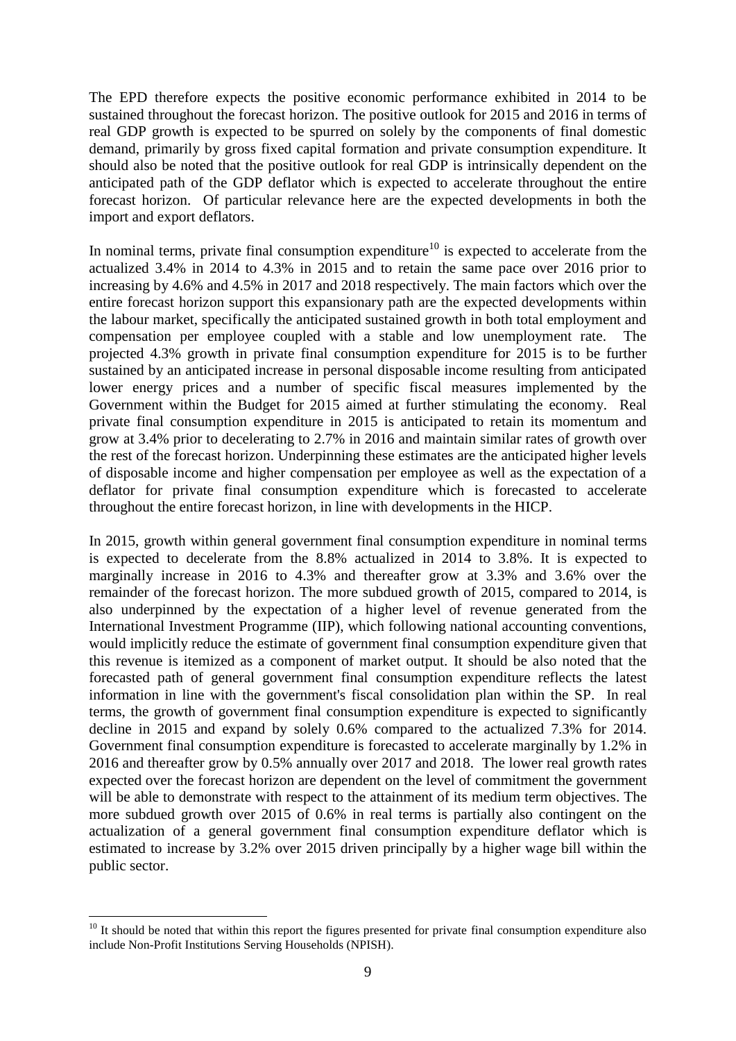The EPD therefore expects the positive economic performance exhibited in 2014 to be sustained throughout the forecast horizon. The positive outlook for 2015 and 2016 in terms of real GDP growth is expected to be spurred on solely by the components of final domestic demand, primarily by gross fixed capital formation and private consumption expenditure. It should also be noted that the positive outlook for real GDP is intrinsically dependent on the anticipated path of the GDP deflator which is expected to accelerate throughout the entire forecast horizon. Of particular relevance here are the expected developments in both the import and export deflators.

In nominal terms, private final consumption expenditure[10] is expected to accelerate from the actualized 3.4% in 2014 to 4.3% in 2015 and to retain the same pace over 2016 prior to increasing by 4.6% and 4.5% in 2017 and 2018 respectively. The main factors which over the entire forecast horizon support this expansionary path are the expected developments within the labour market, specifically the anticipated sustained growth in both total employment and compensation per employee coupled with a stable and low unemployment rate. The projected 4.3% growth in private final consumption expenditure for 2015 is to be further sustained by an anticipated increase in personal disposable income resulting from anticipated lower energy prices and a number of specific fiscal measures implemented by the Government within the Budget for 2015 aimed at further stimulating the economy. Real private final consumption expenditure in 2015 is anticipated to retain its momentum and grow at 3.4% prior to decelerating to 2.7% in 2016 and maintain similar rates of growth over the rest of the forecast horizon. Underpinning these estimates are the anticipated higher levels of disposable income and higher compensation per employee as well as the expectation of a deflator for private final consumption expenditure which is forecasted to accelerate throughout the entire forecast horizon, in line with developments in the HICP.

In 2015, growth within general government final consumption expenditure in nominal terms is expected to decelerate from the 8.8% actualized in 2014 to 3.8%. It is expected to marginally increase in 2016 to 4.3% and thereafter grow at 3.3% and 3.6% over the remainder of the forecast horizon. The more subdued growth of 2015, compared to 2014, is also underpinned by the expectation of a higher level of revenue generated from the International Investment Programme (IIP), which following national accounting conventions, would implicitly reduce the estimate of government final consumption expenditure given that this revenue is itemized as a component of market output. It should be also noted that the forecasted path of general government final consumption expenditure reflects the latest information in line with the government's fiscal consolidation plan within the SP. In real terms, the growth of government final consumption expenditure is expected to significantly decline in 2015 and expand by solely 0.6% compared to the actualized 7.3% for 2014. Government final consumption expenditure is forecasted to accelerate marginally by 1.2% in 2016 and thereafter grow by 0.5% annually over 2017 and 2018. The lower real growth rates expected over the forecast horizon are dependent on the level of commitment the government will be able to demonstrate with respect to the attainment of its medium term objectives. The more subdued growth over 2015 of 0.6% in real terms is partially also contingent on the actualization of a general government final consumption expenditure deflator which is estimated to increase by 3.2% over 2015 driven principally by a higher wage bill within the public sector.

[10] It should be noted that within this report the figures presented for private final consumption expenditure also include Non-Profit Institutions Serving Households (NPISH).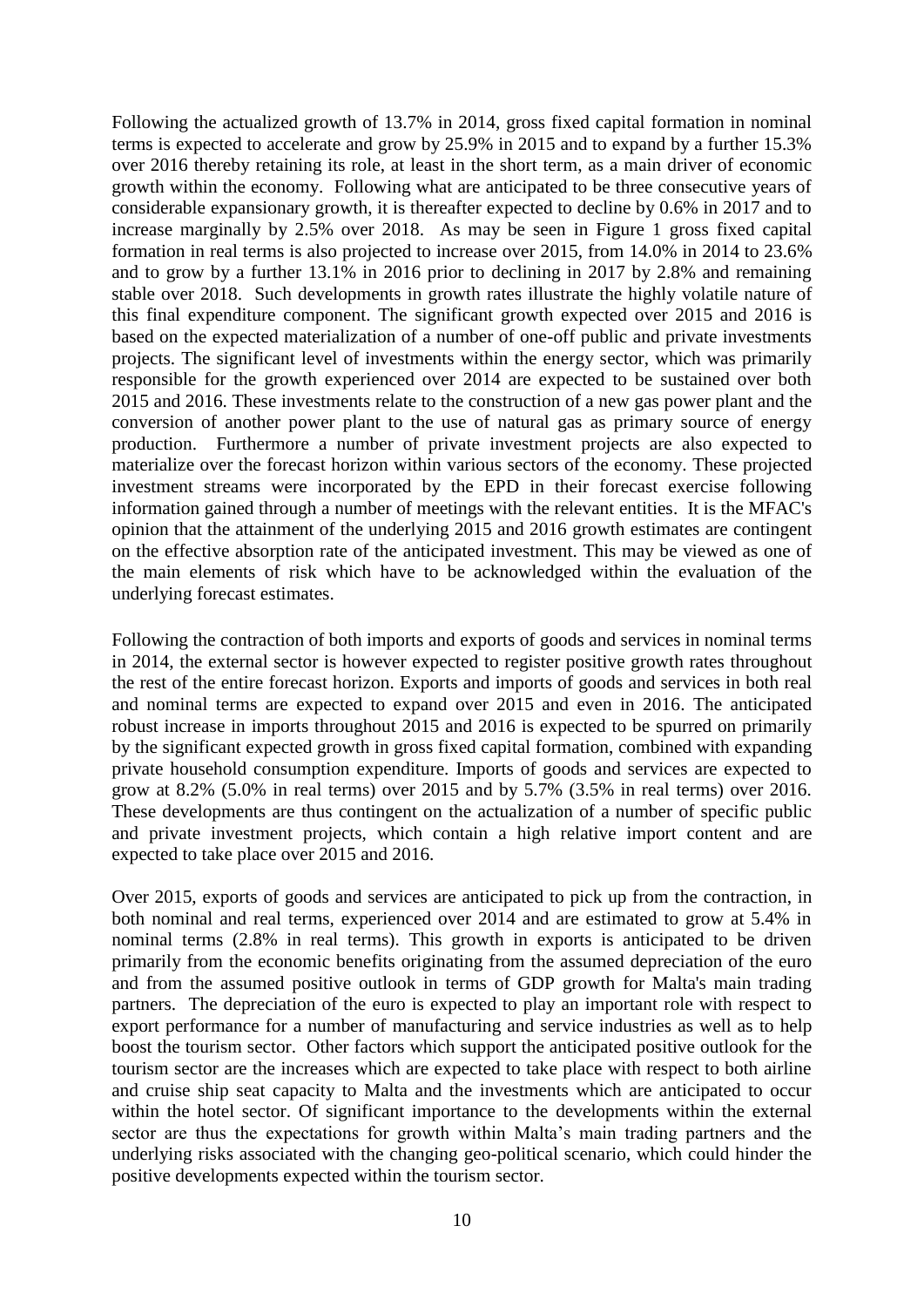Following the actualized growth of 13.7% in 2014, gross fixed capital formation in nominal terms is expected to accelerate and grow by 25.9% in 2015 and to expand by a further 15.3% over 2016 thereby retaining its role, at least in the short term, as a main driver of economic growth within the economy. Following what are anticipated to be three consecutive years of considerable expansionary growth, it is thereafter expected to decline by 0.6% in 2017 and to increase marginally by 2.5% over 2018. As may be seen in Figure 1 gross fixed capital formation in real terms is also projected to increase over 2015, from 14.0% in 2014 to 23.6% and to grow by a further 13.1% in 2016 prior to declining in 2017 by 2.8% and remaining stable over 2018. Such developments in growth rates illustrate the highly volatile nature of this final expenditure component. The significant growth expected over 2015 and 2016 is based on the expected materialization of a number of one-off public and private investments projects. The significant level of investments within the energy sector, which was primarily responsible for the growth experienced over 2014 are expected to be sustained over both 2015 and 2016. These investments relate to the construction of a new gas power plant and the conversion of another power plant to the use of natural gas as primary source of energy production. Furthermore a number of private investment projects are also expected to materialize over the forecast horizon within various sectors of the economy. These projected investment streams were incorporated by the EPD in their forecast exercise following information gained through a number of meetings with the relevant entities. It is the MFAC's opinion that the attainment of the underlying 2015 and 2016 growth estimates are contingent on the effective absorption rate of the anticipated investment. This may be viewed as one of the main elements of risk which have to be acknowledged within the evaluation of the underlying forecast estimates.

Following the contraction of both imports and exports of goods and services in nominal terms in 2014, the external sector is however expected to register positive growth rates throughout the rest of the entire forecast horizon. Exports and imports of goods and services in both real and nominal terms are expected to expand over 2015 and even in 2016. The anticipated robust increase in imports throughout 2015 and 2016 is expected to be spurred on primarily by the significant expected growth in gross fixed capital formation, combined with expanding private household consumption expenditure. Imports of goods and services are expected to grow at 8.2% (5.0% in real terms) over 2015 and by 5.7% (3.5% in real terms) over 2016. These developments are thus contingent on the actualization of a number of specific public and private investment projects, which contain a high relative import content and are expected to take place over 2015 and 2016.

Over 2015, exports of goods and services are anticipated to pick up from the contraction, in both nominal and real terms, experienced over 2014 and are estimated to grow at 5.4% in nominal terms (2.8% in real terms). This growth in exports is anticipated to be driven primarily from the economic benefits originating from the assumed depreciation of the euro and from the assumed positive outlook in terms of GDP growth for Malta's main trading partners. The depreciation of the euro is expected to play an important role with respect to export performance for a number of manufacturing and service industries as well as to help boost the tourism sector. Other factors which support the anticipated positive outlook for the tourism sector are the increases which are expected to take place with respect to both airline and cruise ship seat capacity to Malta and the investments which are anticipated to occur within the hotel sector. Of significant importance to the developments within the external sector are thus the expectations for growth within Malta's main trading partners and the underlying risks associated with the changing geo-political scenario, which could hinder the positive developments expected within the tourism sector.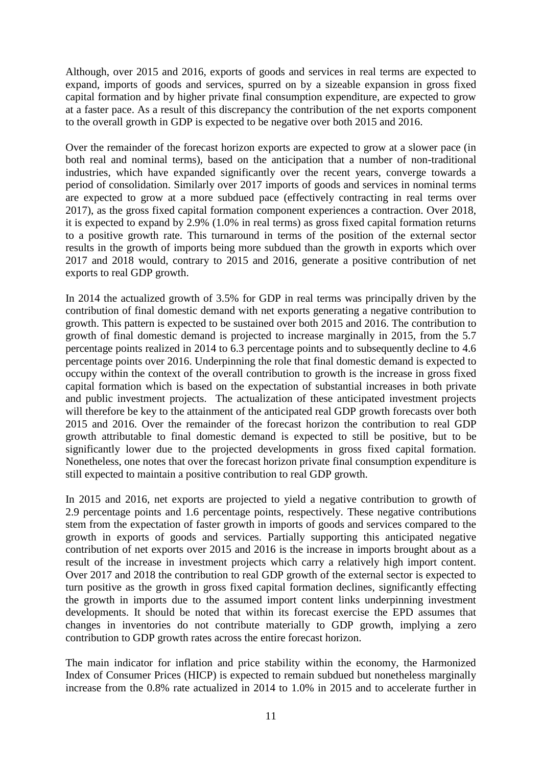Although, over 2015 and 2016, exports of goods and services in real terms are expected to expand, imports of goods and services, spurred on by a sizeable expansion in gross fixed capital formation and by higher private final consumption expenditure, are expected to grow at a faster pace. As a result of this discrepancy the contribution of the net exports component to the overall growth in GDP is expected to be negative over both 2015 and 2016.

Over the remainder of the forecast horizon exports are expected to grow at a slower pace (in both real and nominal terms), based on the anticipation that a number of non-traditional industries, which have expanded significantly over the recent years, converge towards a period of consolidation. Similarly over 2017 imports of goods and services in nominal terms are expected to grow at a more subdued pace (effectively contracting in real terms over 2017), as the gross fixed capital formation component experiences a contraction. Over 2018, it is expected to expand by 2.9% (1.0% in real terms) as gross fixed capital formation returns to a positive growth rate. This turnaround in terms of the position of the external sector results in the growth of imports being more subdued than the growth in exports which over 2017 and 2018 would, contrary to 2015 and 2016, generate a positive contribution of net exports to real GDP growth.

In 2014 the actualized growth of 3.5% for GDP in real terms was principally driven by the contribution of final domestic demand with net exports generating a negative contribution to growth. This pattern is expected to be sustained over both 2015 and 2016. The contribution to growth of final domestic demand is projected to increase marginally in 2015, from the 5.7 percentage points realized in 2014 to 6.3 percentage points and to subsequently decline to 4.6 percentage points over 2016. Underpinning the role that final domestic demand is expected to occupy within the context of the overall contribution to growth is the increase in gross fixed capital formation which is based on the expectation of substantial increases in both private and public investment projects. The actualization of these anticipated investment projects will therefore be key to the attainment of the anticipated real GDP growth forecasts over both 2015 and 2016. Over the remainder of the forecast horizon the contribution to real GDP growth attributable to final domestic demand is expected to still be positive, but to be significantly lower due to the projected developments in gross fixed capital formation. Nonetheless, one notes that over the forecast horizon private final consumption expenditure is still expected to maintain a positive contribution to real GDP growth.

In 2015 and 2016, net exports are projected to yield a negative contribution to growth of 2.9 percentage points and 1.6 percentage points, respectively. These negative contributions stem from the expectation of faster growth in imports of goods and services compared to the growth in exports of goods and services. Partially supporting this anticipated negative contribution of net exports over 2015 and 2016 is the increase in imports brought about as a result of the increase in investment projects which carry a relatively high import content. Over 2017 and 2018 the contribution to real GDP growth of the external sector is expected to turn positive as the growth in gross fixed capital formation declines, significantly effecting the growth in imports due to the assumed import content links underpinning investment developments. It should be noted that within its forecast exercise the EPD assumes that changes in inventories do not contribute materially to GDP growth, implying a zero contribution to GDP growth rates across the entire forecast horizon.

The main indicator for inflation and price stability within the economy, the Harmonized Index of Consumer Prices (HICP) is expected to remain subdued but nonetheless marginally increase from the 0.8% rate actualized in 2014 to 1.0% in 2015 and to accelerate further in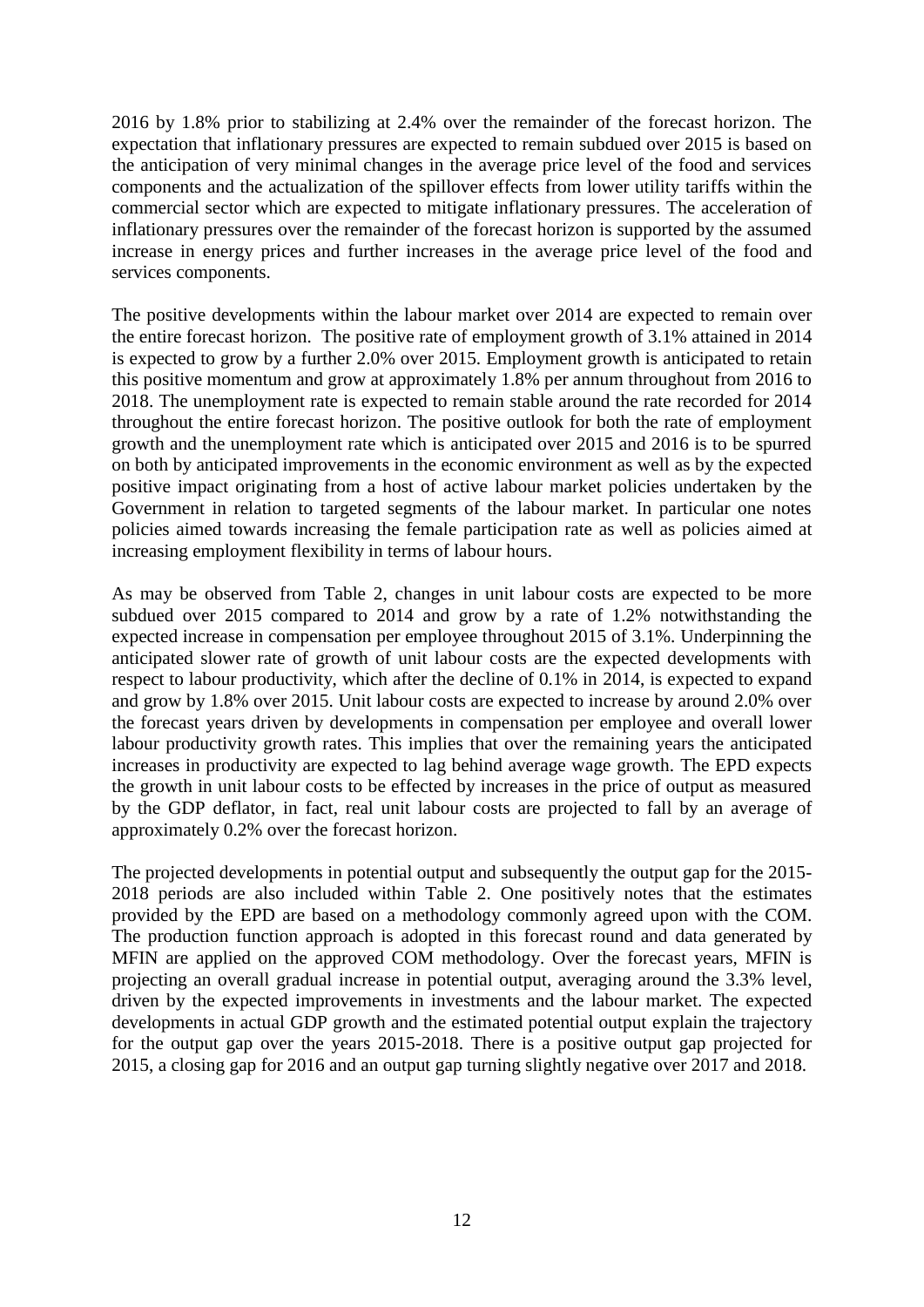2016 by 1.8% prior to stabilizing at 2.4% over the remainder of the forecast horizon. The expectation that inflationary pressures are expected to remain subdued over 2015 is based on the anticipation of very minimal changes in the average price level of the food and services components and the actualization of the spillover effects from lower utility tariffs within the commercial sector which are expected to mitigate inflationary pressures. The acceleration of inflationary pressures over the remainder of the forecast horizon is supported by the assumed increase in energy prices and further increases in the average price level of the food and services components.

The positive developments within the labour market over 2014 are expected to remain over the entire forecast horizon. The positive rate of employment growth of 3.1% attained in 2014 is expected to grow by a further 2.0% over 2015. Employment growth is anticipated to retain this positive momentum and grow at approximately 1.8% per annum throughout from 2016 to 2018. The unemployment rate is expected to remain stable around the rate recorded for 2014 throughout the entire forecast horizon. The positive outlook for both the rate of employment growth and the unemployment rate which is anticipated over 2015 and 2016 is to be spurred on both by anticipated improvements in the economic environment as well as by the expected positive impact originating from a host of active labour market policies undertaken by the Government in relation to targeted segments of the labour market. In particular one notes policies aimed towards increasing the female participation rate as well as policies aimed at increasing employment flexibility in terms of labour hours.

As may be observed from Table 2, changes in unit labour costs are expected to be more subdued over 2015 compared to 2014 and grow by a rate of 1.2% notwithstanding the expected increase in compensation per employee throughout 2015 of 3.1%. Underpinning the anticipated slower rate of growth of unit labour costs are the expected developments with respect to labour productivity, which after the decline of 0.1% in 2014, is expected to expand and grow by 1.8% over 2015. Unit labour costs are expected to increase by around 2.0% over the forecast years driven by developments in compensation per employee and overall lower labour productivity growth rates. This implies that over the remaining years the anticipated increases in productivity are expected to lag behind average wage growth. The EPD expects the growth in unit labour costs to be effected by increases in the price of output as measured by the GDP deflator, in fact, real unit labour costs are projected to fall by an average of approximately 0.2% over the forecast horizon.

The projected developments in potential output and subsequently the output gap for the 2015-2018 periods are also included within Table 2. One positively notes that the estimates provided by the EPD are based on a methodology commonly agreed upon with the COM. The production function approach is adopted in this forecast round and data generated by MFIN are applied on the approved COM methodology. Over the forecast years, MFIN is projecting an overall gradual increase in potential output, averaging around the 3.3% level, driven by the expected improvements in investments and the labour market. The expected developments in actual GDP growth and the estimated potential output explain the trajectory for the output gap over the years 2015-2018. There is a positive output gap projected for 2015, a closing gap for 2016 and an output gap turning slightly negative over 2017 and 2018.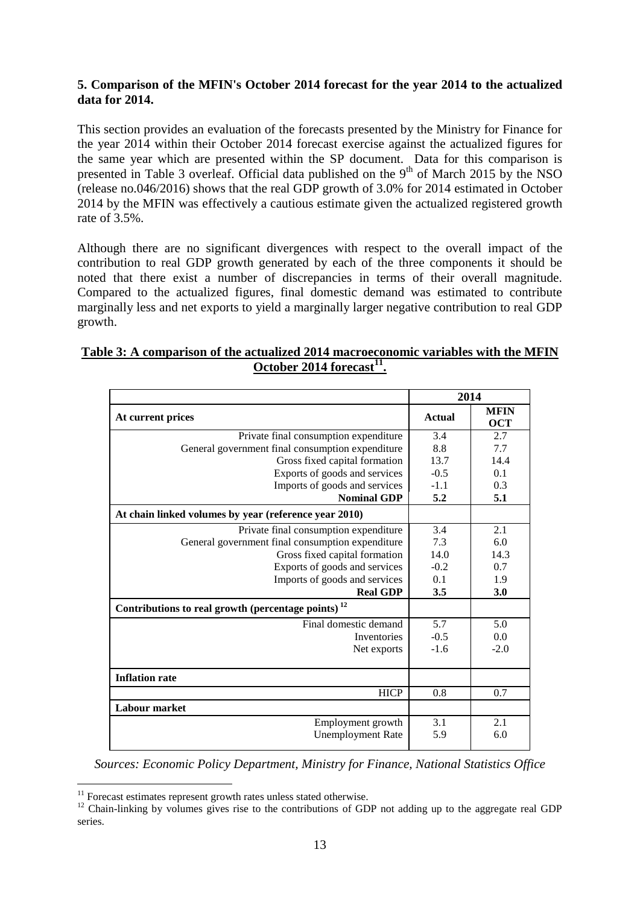**5. Comparison of the MFIN's October 2014 forecast for the year 2014 to the actualized data for 2014.**

This section provides an evaluation of the forecasts presented by the Ministry for Finance for the year 2014 within their October 2014 forecast exercise against the actualized figures for the same year which are presented within the SP document. Data for this comparison is presented in Table 3 overleaf. Official data published on the 9th of March 2015 by the NSO (release no.046/2016) shows that the real GDP growth of 3.0% for 2014 estimated in October 2014 by the MFIN was effectively a cautious estimate given the actualized registered growth rate of 3.5%.

Although there are no significant divergences with respect to the overall impact of the contribution to real GDP growth generated by each of the three components it should be noted that there exist a number of discrepancies in terms of their overall magnitude. Compared to the actualized figures, final domestic demand was estimated to contribute marginally less and net exports to yield a marginally larger negative contribution to real GDP growth.

**Table 3: A comparison of the actualized 2014 macroeconomic variables with the MFIN October 2014 forecast[11].**

| | 2014 | |
|---|---|---|
| **At current prices** | **Actual** | **MFIN OCT** |
| Private final consumption expenditure | 3.4 | 2.7 |
| General government final consumption expenditure | 8.8 | 7.7 |
| Gross fixed capital formation | 13.7 | 14.4 |
| Exports of goods and services | -0.5 | 0.1 |
| Imports of goods and services | -1.1 | 0.3 |
| **Nominal GDP** | **5.2** | **5.1** |
| **At chain linked volumes by year (reference year 2010)** | | |
| Private final consumption expenditure | 3.4 | 2.1 |
| General government final consumption expenditure | 7.3 | 6.0 |
| Gross fixed capital formation | 14.0 | 14.3 |
| Exports of goods and services | -0.2 | 0.7 |
| Imports of goods and services | 0.1 | 1.9 |
| **Real GDP** | **3.5** | **3.0** |
| **Contributions to real growth (percentage points)[12]** | | |
| Final domestic demand | 5.7 | 5.0 |
| Inventories | -0.5 | 0.0 |
| Net exports | -1.6 | -2.0 |
| **Inflation rate** | | |
| HICP | 0.8 | 0.7 |
| **Labour market** | | |
| Employment growth | 3.1 | 2.1 |
| Unemployment Rate | 5.9 | 6.0 |

*Sources: Economic Policy Department, Ministry for Finance, National Statistics Office*

[11] Forecast estimates represent growth rates unless stated otherwise.

[12] Chain-linking by volumes gives rise to the contributions of GDP not adding up to the aggregate real GDP series.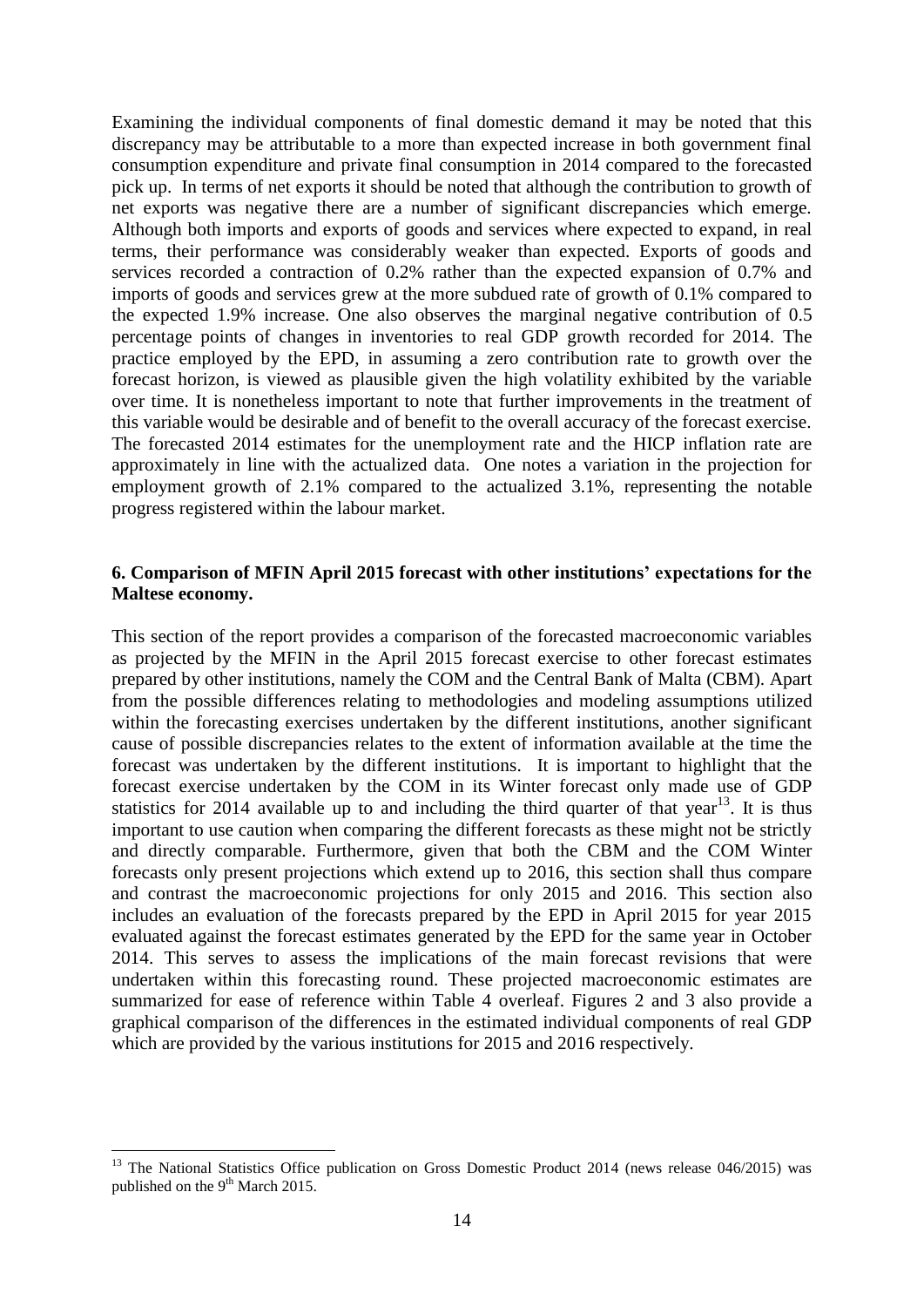Examining the individual components of final domestic demand it may be noted that this discrepancy may be attributable to a more than expected increase in both government final consumption expenditure and private final consumption in 2014 compared to the forecasted pick up. In terms of net exports it should be noted that although the contribution to growth of net exports was negative there are a number of significant discrepancies which emerge. Although both imports and exports of goods and services where expected to expand, in real terms, their performance was considerably weaker than expected. Exports of goods and services recorded a contraction of 0.2% rather than the expected expansion of 0.7% and imports of goods and services grew at the more subdued rate of growth of 0.1% compared to the expected 1.9% increase. One also observes the marginal negative contribution of 0.5 percentage points of changes in inventories to real GDP growth recorded for 2014. The practice employed by the EPD, in assuming a zero contribution rate to growth over the forecast horizon, is viewed as plausible given the high volatility exhibited by the variable over time. It is nonetheless important to note that further improvements in the treatment of this variable would be desirable and of benefit to the overall accuracy of the forecast exercise. The forecasted 2014 estimates for the unemployment rate and the HICP inflation rate are approximately in line with the actualized data. One notes a variation in the projection for employment growth of 2.1% compared to the actualized 3.1%, representing the notable progress registered within the labour market.

### 6. Comparison of MFIN April 2015 forecast with other institutions' expectations for the Maltese economy.

This section of the report provides a comparison of the forecasted macroeconomic variables as projected by the MFIN in the April 2015 forecast exercise to other forecast estimates prepared by other institutions, namely the COM and the Central Bank of Malta (CBM). Apart from the possible differences relating to methodologies and modeling assumptions utilized within the forecasting exercises undertaken by the different institutions, another significant cause of possible discrepancies relates to the extent of information available at the time the forecast was undertaken by the different institutions. It is important to highlight that the forecast exercise undertaken by the COM in its Winter forecast only made use of GDP statistics for 2014 available up to and including the third quarter of that year[13]. It is thus important to use caution when comparing the different forecasts as these might not be strictly and directly comparable. Furthermore, given that both the CBM and the COM Winter forecasts only present projections which extend up to 2016, this section shall thus compare and contrast the macroeconomic projections for only 2015 and 2016. This section also includes an evaluation of the forecasts prepared by the EPD in April 2015 for year 2015 evaluated against the forecast estimates generated by the EPD for the same year in October 2014. This serves to assess the implications of the main forecast revisions that were undertaken within this forecasting round. These projected macroeconomic estimates are summarized for ease of reference within Table 4 overleaf. Figures 2 and 3 also provide a graphical comparison of the differences in the estimated individual components of real GDP which are provided by the various institutions for 2015 and 2016 respectively.

[13] The National Statistics Office publication on Gross Domestic Product 2014 (news release 046/2015) was published on the 9th March 2015.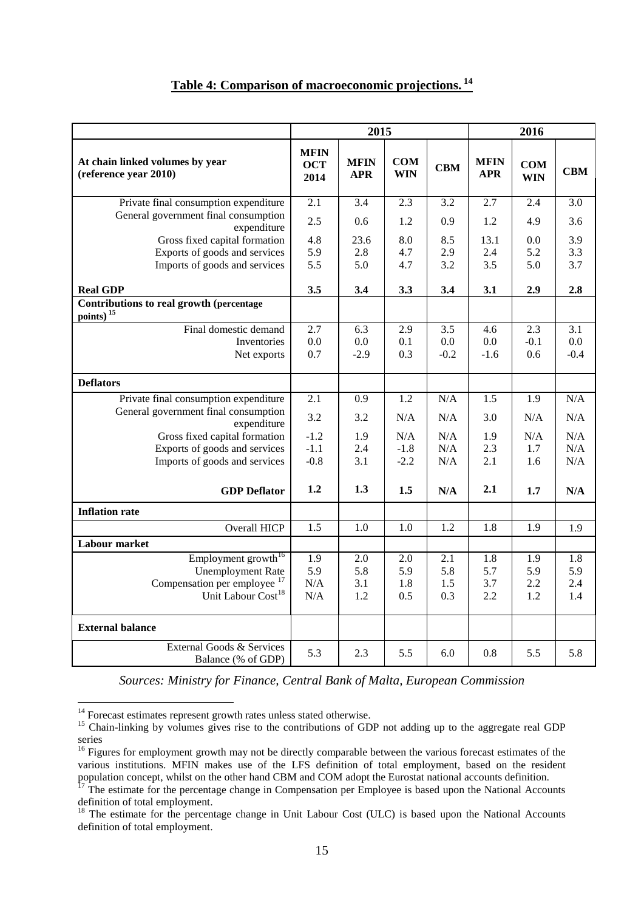## Table 4: Comparison of macroeconomic projections.[14]

| | 2015 | | | | 2016 | | |
|---|---|---|---|---|---|---|---|
| **At chain linked volumes by year (reference year 2010)** | **MFIN OCT 2014** | **MFIN APR** | **COM WIN** | **CBM** | **MFIN APR** | **COM WIN** | **CBM** |
| Private final consumption expenditure | 2.1 | 3.4 | 2.3 | 3.2 | 2.7 | 2.4 | 3.0 |
| General government final consumption expenditure | 2.5 | 0.6 | 1.2 | 0.9 | 1.2 | 4.9 | 3.6 |
| Gross fixed capital formation | 4.8 | 23.6 | 8.0 | 8.5 | 13.1 | 0.0 | 3.9 |
| Exports of goods and services | 5.9 | 2.8 | 4.7 | 2.9 | 2.4 | 5.2 | 3.3 |
| Imports of goods and services | 5.5 | 5.0 | 4.7 | 3.2 | 3.5 | 5.0 | 3.7 |
| **Real GDP** | **3.5** | **3.4** | **3.3** | **3.4** | **3.1** | **2.9** | **2.8** |
| **Contributions to real growth (percentage points)**[15] | | | | | | | |
| Final domestic demand | 2.7 | 6.3 | 2.9 | 3.5 | 4.6 | 2.3 | 3.1 |
| Inventories | 0.0 | 0.0 | 0.1 | 0.0 | 0.0 | -0.1 | 0.0 |
| Net exports | 0.7 | -2.9 | 0.3 | -0.2 | -1.6 | 0.6 | -0.4 |
| **Deflators** | | | | | | | |
| Private final consumption expenditure | 2.1 | 0.9 | 1.2 | N/A | 1.5 | 1.9 | N/A |
| General government final consumption expenditure | 3.2 | 3.2 | N/A | N/A | 3.0 | N/A | N/A |
| Gross fixed capital formation | -1.2 | 1.9 | N/A | N/A | 1.9 | N/A | N/A |
| Exports of goods and services | -1.1 | 2.4 | -1.8 | N/A | 2.3 | 1.7 | N/A |
| Imports of goods and services | -0.8 | 3.1 | -2.2 | N/A | 2.1 | 1.6 | N/A |
| **GDP Deflator** | **1.2** | **1.3** | **1.5** | **N/A** | **2.1** | **1.7** | **N/A** |
| **Inflation rate** | | | | | | | |
| Overall HICP | 1.5 | 1.0 | 1.0 | 1.2 | 1.8 | 1.9 | 1.9 |
| **Labour market** | | | | | | | |
| Employment growth[16] | 1.9 | 2.0 | 2.0 | 2.1 | 1.8 | 1.9 | 1.8 |
| Unemployment Rate | 5.9 | 5.8 | 5.9 | 5.8 | 5.7 | 5.9 | 5.9 |
| Compensation per employee[17] | N/A | 3.1 | 1.8 | 1.5 | 3.7 | 2.2 | 2.4 |
| Unit Labour Cost[18] | N/A | 1.2 | 0.5 | 0.3 | 2.2 | 1.2 | 1.4 |
| **External balance** | | | | | | | |
| External Goods & Services Balance (% of GDP) | 5.3 | 2.3 | 5.5 | 6.0 | 0.8 | 5.5 | 5.8 |

*Sources: Ministry for Finance, Central Bank of Malta, European Commission*

[14] Forecast estimates represent growth rates unless stated otherwise.

[15] Chain-linking by volumes gives rise to the contributions of GDP not adding up to the aggregate real GDP series

[16] Figures for employment growth may not be directly comparable between the various forecast estimates of the various institutions. MFIN makes use of the LFS definition of total employment, based on the resident population concept, whilst on the other hand CBM and COM adopt the Eurostat national accounts definition.

[17] The estimate for the percentage change in Compensation per Employee is based upon the National Accounts definition of total employment.

[18] The estimate for the percentage change in Unit Labour Cost (ULC) is based upon the National Accounts definition of total employment.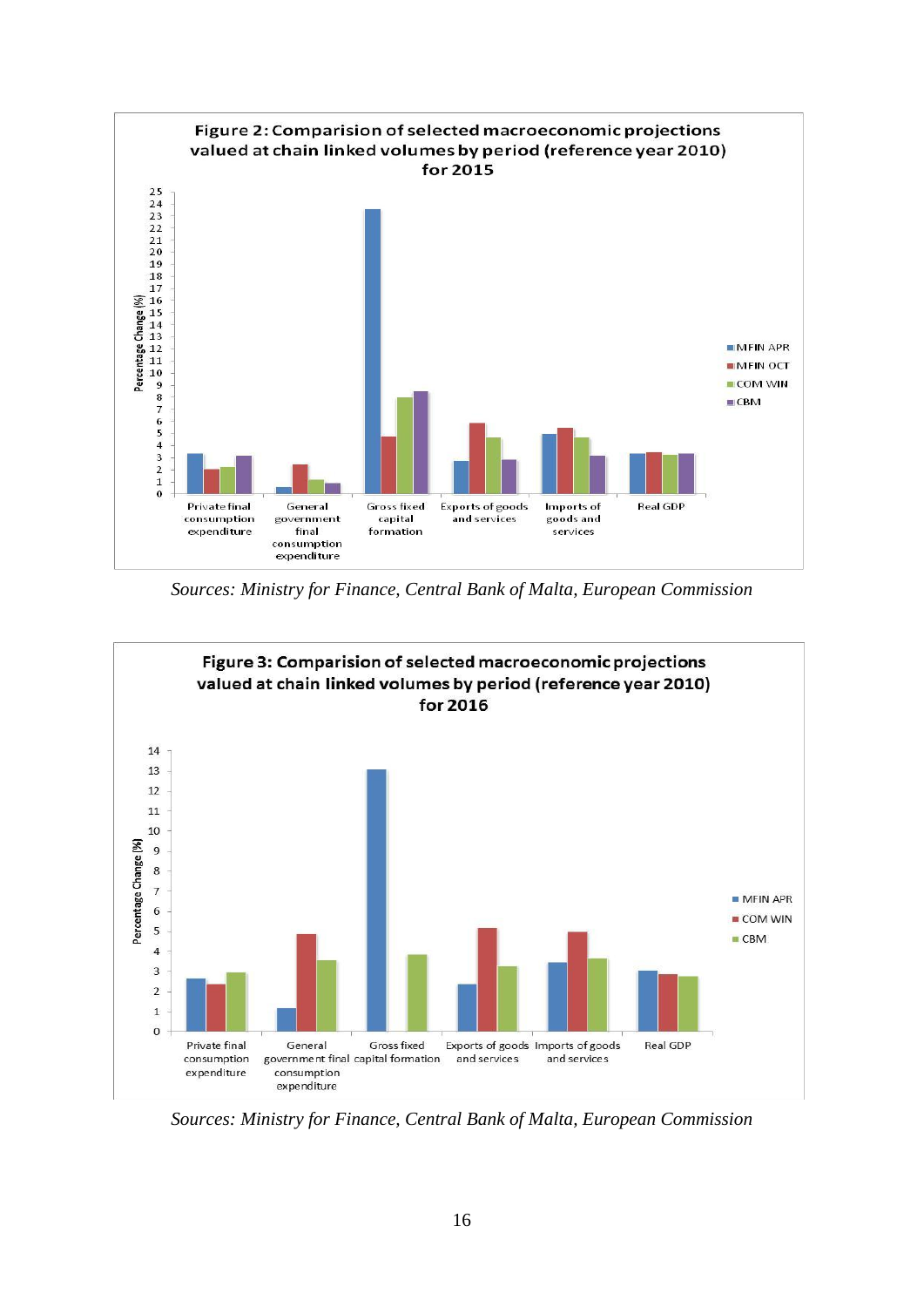**Figure 2: Comparision of selected macroeconomic projections valued at chain linked volumes by period (reference year 2010) for 2015**

*Sources: Ministry for Finance, Central Bank of Malta, European Commission*

**Figure 3: Comparision of selected macroeconomic projections valued at chain linked volumes by period (reference year 2010) for 2016**

*Sources: Ministry for Finance, Central Bank of Malta, European Commission*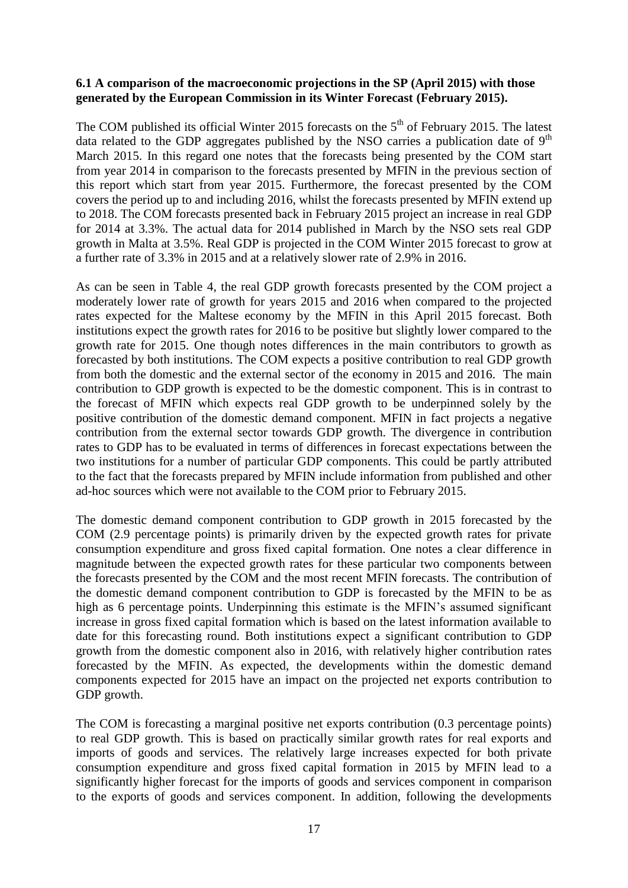**6.1 A comparison of the macroeconomic projections in the SP (April 2015) with those generated by the European Commission in its Winter Forecast (February 2015).**

The COM published its official Winter 2015 forecasts on the 5th of February 2015. The latest data related to the GDP aggregates published by the NSO carries a publication date of 9th March 2015. In this regard one notes that the forecasts being presented by the COM start from year 2014 in comparison to the forecasts presented by MFIN in the previous section of this report which start from year 2015. Furthermore, the forecast presented by the COM covers the period up to and including 2016, whilst the forecasts presented by MFIN extend up to 2018. The COM forecasts presented back in February 2015 project an increase in real GDP for 2014 at 3.3%. The actual data for 2014 published in March by the NSO sets real GDP growth in Malta at 3.5%. Real GDP is projected in the COM Winter 2015 forecast to grow at a further rate of 3.3% in 2015 and at a relatively slower rate of 2.9% in 2016.

As can be seen in Table 4, the real GDP growth forecasts presented by the COM project a moderately lower rate of growth for years 2015 and 2016 when compared to the projected rates expected for the Maltese economy by the MFIN in this April 2015 forecast. Both institutions expect the growth rates for 2016 to be positive but slightly lower compared to the growth rate for 2015. One though notes differences in the main contributors to growth as forecasted by both institutions. The COM expects a positive contribution to real GDP growth from both the domestic and the external sector of the economy in 2015 and 2016. The main contribution to GDP growth is expected to be the domestic component. This is in contrast to the forecast of MFIN which expects real GDP growth to be underpinned solely by the positive contribution of the domestic demand component. MFIN in fact projects a negative contribution from the external sector towards GDP growth. The divergence in contribution rates to GDP has to be evaluated in terms of differences in forecast expectations between the two institutions for a number of particular GDP components. This could be partly attributed to the fact that the forecasts prepared by MFIN include information from published and other ad-hoc sources which were not available to the COM prior to February 2015.

The domestic demand component contribution to GDP growth in 2015 forecasted by the COM (2.9 percentage points) is primarily driven by the expected growth rates for private consumption expenditure and gross fixed capital formation. One notes a clear difference in magnitude between the expected growth rates for these particular two components between the forecasts presented by the COM and the most recent MFIN forecasts. The contribution of the domestic demand component contribution to GDP is forecasted by the MFIN to be as high as 6 percentage points. Underpinning this estimate is the MFIN's assumed significant increase in gross fixed capital formation which is based on the latest information available to date for this forecasting round. Both institutions expect a significant contribution to GDP growth from the domestic component also in 2016, with relatively higher contribution rates forecasted by the MFIN. As expected, the developments within the domestic demand components expected for 2015 have an impact on the projected net exports contribution to GDP growth.

The COM is forecasting a marginal positive net exports contribution (0.3 percentage points) to real GDP growth. This is based on practically similar growth rates for real exports and imports of goods and services. The relatively large increases expected for both private consumption expenditure and gross fixed capital formation in 2015 by MFIN lead to a significantly higher forecast for the imports of goods and services component in comparison to the exports of goods and services component. In addition, following the developments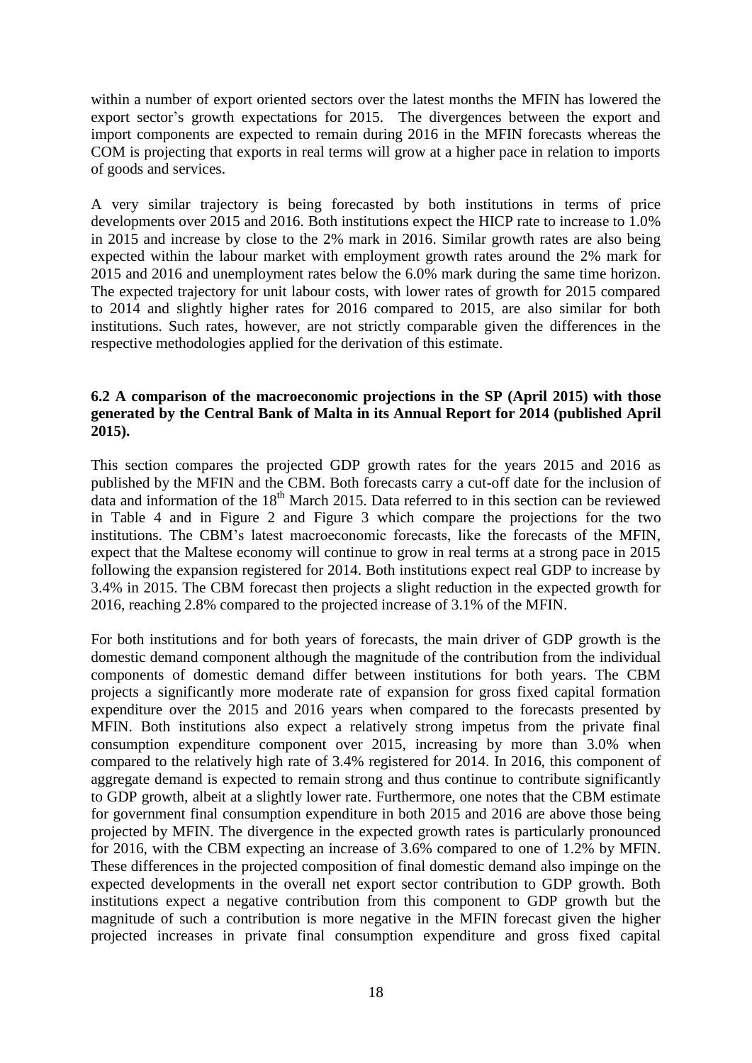within a number of export oriented sectors over the latest months the MFIN has lowered the export sector's growth expectations for 2015. The divergences between the export and import components are expected to remain during 2016 in the MFIN forecasts whereas the COM is projecting that exports in real terms will grow at a higher pace in relation to imports of goods and services.

A very similar trajectory is being forecasted by both institutions in terms of price developments over 2015 and 2016. Both institutions expect the HICP rate to increase to 1.0% in 2015 and increase by close to the 2% mark in 2016. Similar growth rates are also being expected within the labour market with employment growth rates around the 2% mark for 2015 and 2016 and unemployment rates below the 6.0% mark during the same time horizon. The expected trajectory for unit labour costs, with lower rates of growth for 2015 compared to 2014 and slightly higher rates for 2016 compared to 2015, are also similar for both institutions. Such rates, however, are not strictly comparable given the differences in the respective methodologies applied for the derivation of this estimate.

### 6.2 A comparison of the macroeconomic projections in the SP (April 2015) with those generated by the Central Bank of Malta in its Annual Report for 2014 (published April 2015).

This section compares the projected GDP growth rates for the years 2015 and 2016 as published by the MFIN and the CBM. Both forecasts carry a cut-off date for the inclusion of data and information of the 18th March 2015. Data referred to in this section can be reviewed in Table 4 and in Figure 2 and Figure 3 which compare the projections for the two institutions. The CBM's latest macroeconomic forecasts, like the forecasts of the MFIN, expect that the Maltese economy will continue to grow in real terms at a strong pace in 2015 following the expansion registered for 2014. Both institutions expect real GDP to increase by 3.4% in 2015. The CBM forecast then projects a slight reduction in the expected growth for 2016, reaching 2.8% compared to the projected increase of 3.1% of the MFIN.

For both institutions and for both years of forecasts, the main driver of GDP growth is the domestic demand component although the magnitude of the contribution from the individual components of domestic demand differ between institutions for both years. The CBM projects a significantly more moderate rate of expansion for gross fixed capital formation expenditure over the 2015 and 2016 years when compared to the forecasts presented by MFIN. Both institutions also expect a relatively strong impetus from the private final consumption expenditure component over 2015, increasing by more than 3.0% when compared to the relatively high rate of 3.4% registered for 2014. In 2016, this component of aggregate demand is expected to remain strong and thus continue to contribute significantly to GDP growth, albeit at a slightly lower rate. Furthermore, one notes that the CBM estimate for government final consumption expenditure in both 2015 and 2016 are above those being projected by MFIN. The divergence in the expected growth rates is particularly pronounced for 2016, with the CBM expecting an increase of 3.6% compared to one of 1.2% by MFIN. These differences in the projected composition of final domestic demand also impinge on the expected developments in the overall net export sector contribution to GDP growth. Both institutions expect a negative contribution from this component to GDP growth but the magnitude of such a contribution is more negative in the MFIN forecast given the higher projected increases in private final consumption expenditure and gross fixed capital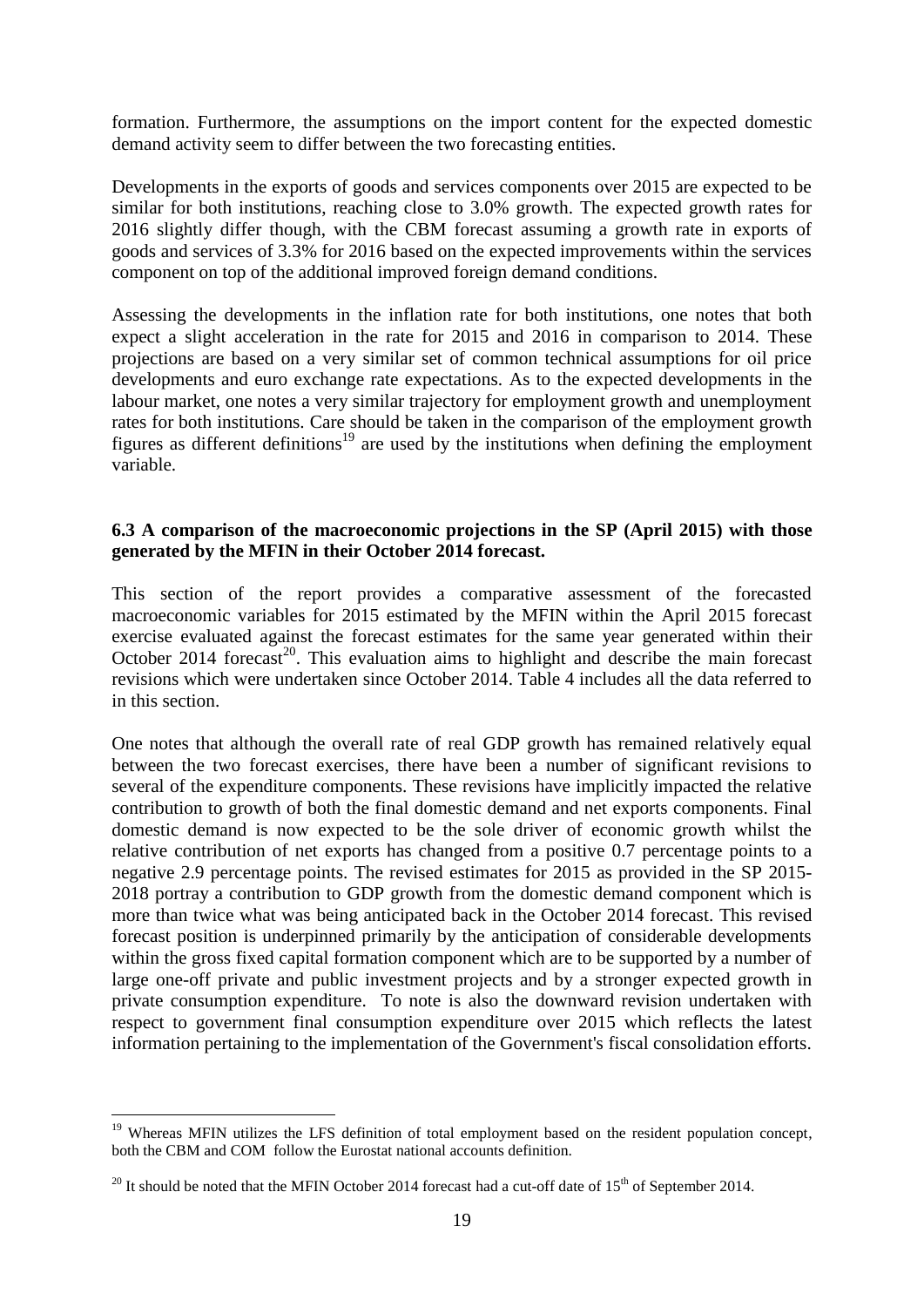formation. Furthermore, the assumptions on the import content for the expected domestic demand activity seem to differ between the two forecasting entities.

Developments in the exports of goods and services components over 2015 are expected to be similar for both institutions, reaching close to 3.0% growth. The expected growth rates for 2016 slightly differ though, with the CBM forecast assuming a growth rate in exports of goods and services of 3.3% for 2016 based on the expected improvements within the services component on top of the additional improved foreign demand conditions.

Assessing the developments in the inflation rate for both institutions, one notes that both expect a slight acceleration in the rate for 2015 and 2016 in comparison to 2014. These projections are based on a very similar set of common technical assumptions for oil price developments and euro exchange rate expectations. As to the expected developments in the labour market, one notes a very similar trajectory for employment growth and unemployment rates for both institutions. Care should be taken in the comparison of the employment growth figures as different definitions[19] are used by the institutions when defining the employment variable.

### 6.3 A comparison of the macroeconomic projections in the SP (April 2015) with those generated by the MFIN in their October 2014 forecast.

This section of the report provides a comparative assessment of the forecasted macroeconomic variables for 2015 estimated by the MFIN within the April 2015 forecast exercise evaluated against the forecast estimates for the same year generated within their October 2014 forecast[20]. This evaluation aims to highlight and describe the main forecast revisions which were undertaken since October 2014. Table 4 includes all the data referred to in this section.

One notes that although the overall rate of real GDP growth has remained relatively equal between the two forecast exercises, there have been a number of significant revisions to several of the expenditure components. These revisions have implicitly impacted the relative contribution to growth of both the final domestic demand and net exports components. Final domestic demand is now expected to be the sole driver of economic growth whilst the relative contribution of net exports has changed from a positive 0.7 percentage points to a negative 2.9 percentage points. The revised estimates for 2015 as provided in the SP 2015-2018 portray a contribution to GDP growth from the domestic demand component which is more than twice what was being anticipated back in the October 2014 forecast. This revised forecast position is underpinned primarily by the anticipation of considerable developments within the gross fixed capital formation component which are to be supported by a number of large one-off private and public investment projects and by a stronger expected growth in private consumption expenditure. To note is also the downward revision undertaken with respect to government final consumption expenditure over 2015 which reflects the latest information pertaining to the implementation of the Government's fiscal consolidation efforts.

---

[19] Whereas MFIN utilizes the LFS definition of total employment based on the resident population concept, both the CBM and COM follow the Eurostat national accounts definition.

[20] It should be noted that the MFIN October 2014 forecast had a cut-off date of 15th of September 2014.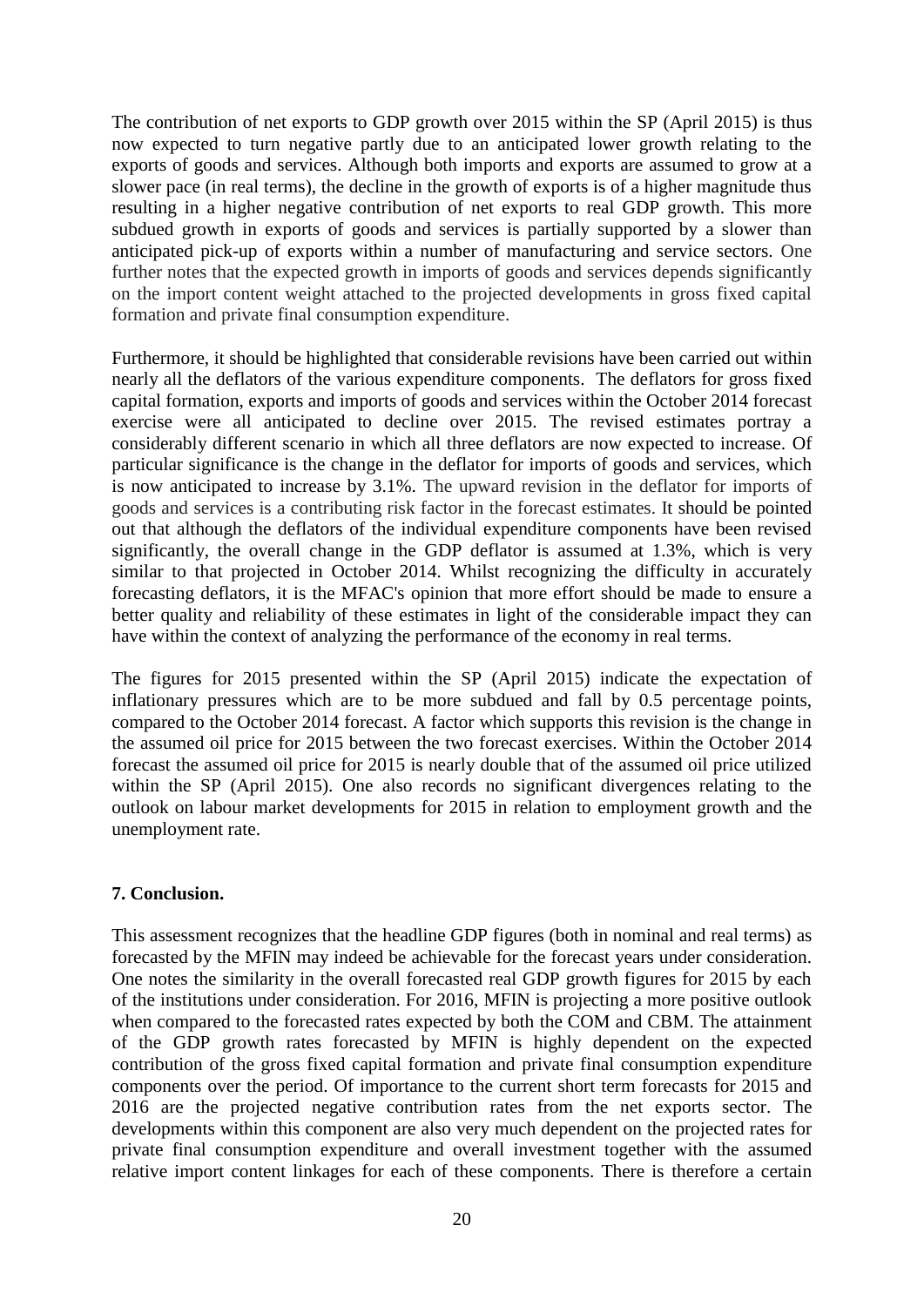The contribution of net exports to GDP growth over 2015 within the SP (April 2015) is thus now expected to turn negative partly due to an anticipated lower growth relating to the exports of goods and services. Although both imports and exports are assumed to grow at a slower pace (in real terms), the decline in the growth of exports is of a higher magnitude thus resulting in a higher negative contribution of net exports to real GDP growth. This more subdued growth in exports of goods and services is partially supported by a slower than anticipated pick-up of exports within a number of manufacturing and service sectors. One further notes that the expected growth in imports of goods and services depends significantly on the import content weight attached to the projected developments in gross fixed capital formation and private final consumption expenditure.

Furthermore, it should be highlighted that considerable revisions have been carried out within nearly all the deflators of the various expenditure components. The deflators for gross fixed capital formation, exports and imports of goods and services within the October 2014 forecast exercise were all anticipated to decline over 2015. The revised estimates portray a considerably different scenario in which all three deflators are now expected to increase. Of particular significance is the change in the deflator for imports of goods and services, which is now anticipated to increase by 3.1%. The upward revision in the deflator for imports of goods and services is a contributing risk factor in the forecast estimates. It should be pointed out that although the deflators of the individual expenditure components have been revised significantly, the overall change in the GDP deflator is assumed at 1.3%, which is very similar to that projected in October 2014. Whilst recognizing the difficulty in accurately forecasting deflators, it is the MFAC's opinion that more effort should be made to ensure a better quality and reliability of these estimates in light of the considerable impact they can have within the context of analyzing the performance of the economy in real terms.

The figures for 2015 presented within the SP (April 2015) indicate the expectation of inflationary pressures which are to be more subdued and fall by 0.5 percentage points, compared to the October 2014 forecast. A factor which supports this revision is the change in the assumed oil price for 2015 between the two forecast exercises. Within the October 2014 forecast the assumed oil price for 2015 is nearly double that of the assumed oil price utilized within the SP (April 2015). One also records no significant divergences relating to the outlook on labour market developments for 2015 in relation to employment growth and the unemployment rate.

## 7. Conclusion.

This assessment recognizes that the headline GDP figures (both in nominal and real terms) as forecasted by the MFIN may indeed be achievable for the forecast years under consideration. One notes the similarity in the overall forecasted real GDP growth figures for 2015 by each of the institutions under consideration. For 2016, MFIN is projecting a more positive outlook when compared to the forecasted rates expected by both the COM and CBM. The attainment of the GDP growth rates forecasted by MFIN is highly dependent on the expected contribution of the gross fixed capital formation and private final consumption expenditure components over the period. Of importance to the current short term forecasts for 2015 and 2016 are the projected negative contribution rates from the net exports sector. The developments within this component are also very much dependent on the projected rates for private final consumption expenditure and overall investment together with the assumed relative import content linkages for each of these components. There is therefore a certain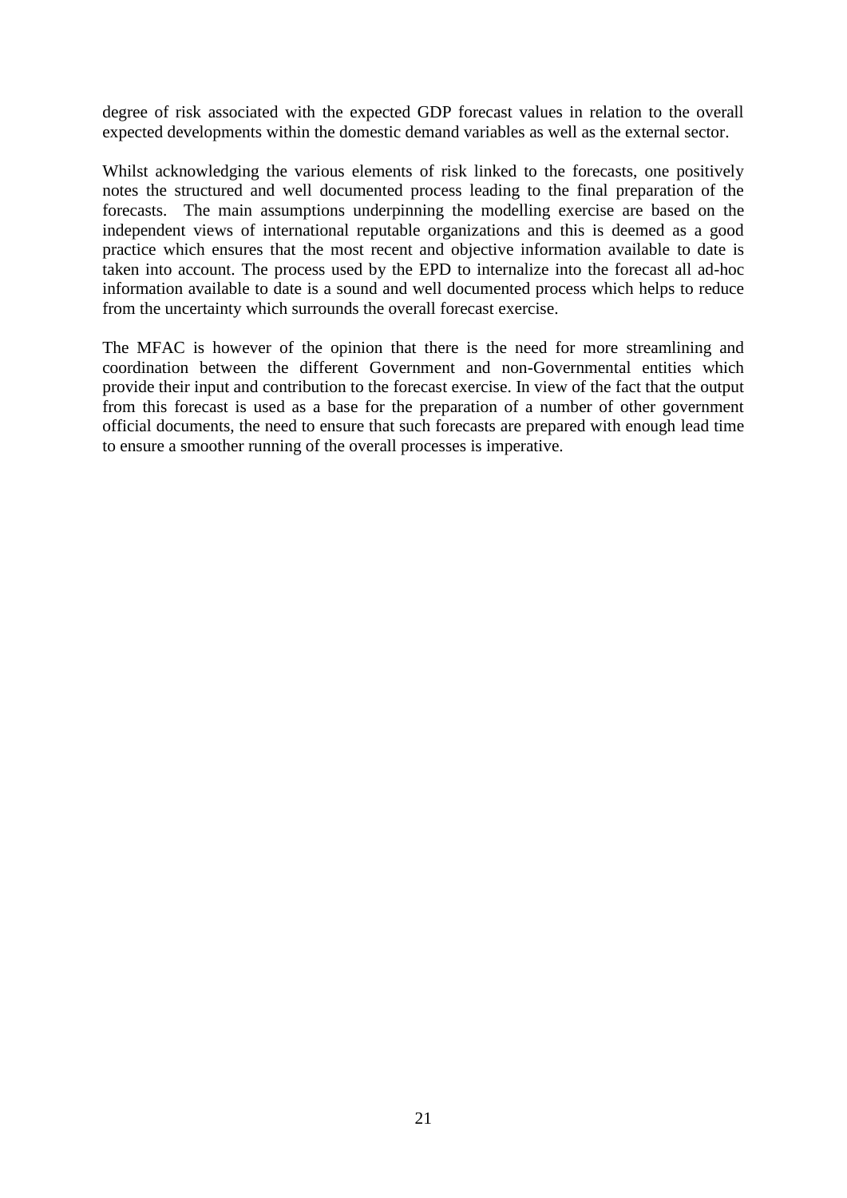degree of risk associated with the expected GDP forecast values in relation to the overall expected developments within the domestic demand variables as well as the external sector.

Whilst acknowledging the various elements of risk linked to the forecasts, one positively notes the structured and well documented process leading to the final preparation of the forecasts. The main assumptions underpinning the modelling exercise are based on the independent views of international reputable organizations and this is deemed as a good practice which ensures that the most recent and objective information available to date is taken into account. The process used by the EPD to internalize into the forecast all ad-hoc information available to date is a sound and well documented process which helps to reduce from the uncertainty which surrounds the overall forecast exercise.

The MFAC is however of the opinion that there is the need for more streamlining and coordination between the different Government and non-Governmental entities which provide their input and contribution to the forecast exercise. In view of the fact that the output from this forecast is used as a base for the preparation of a number of other government official documents, the need to ensure that such forecasts are prepared with enough lead time to ensure a smoother running of the overall processes is imperative.